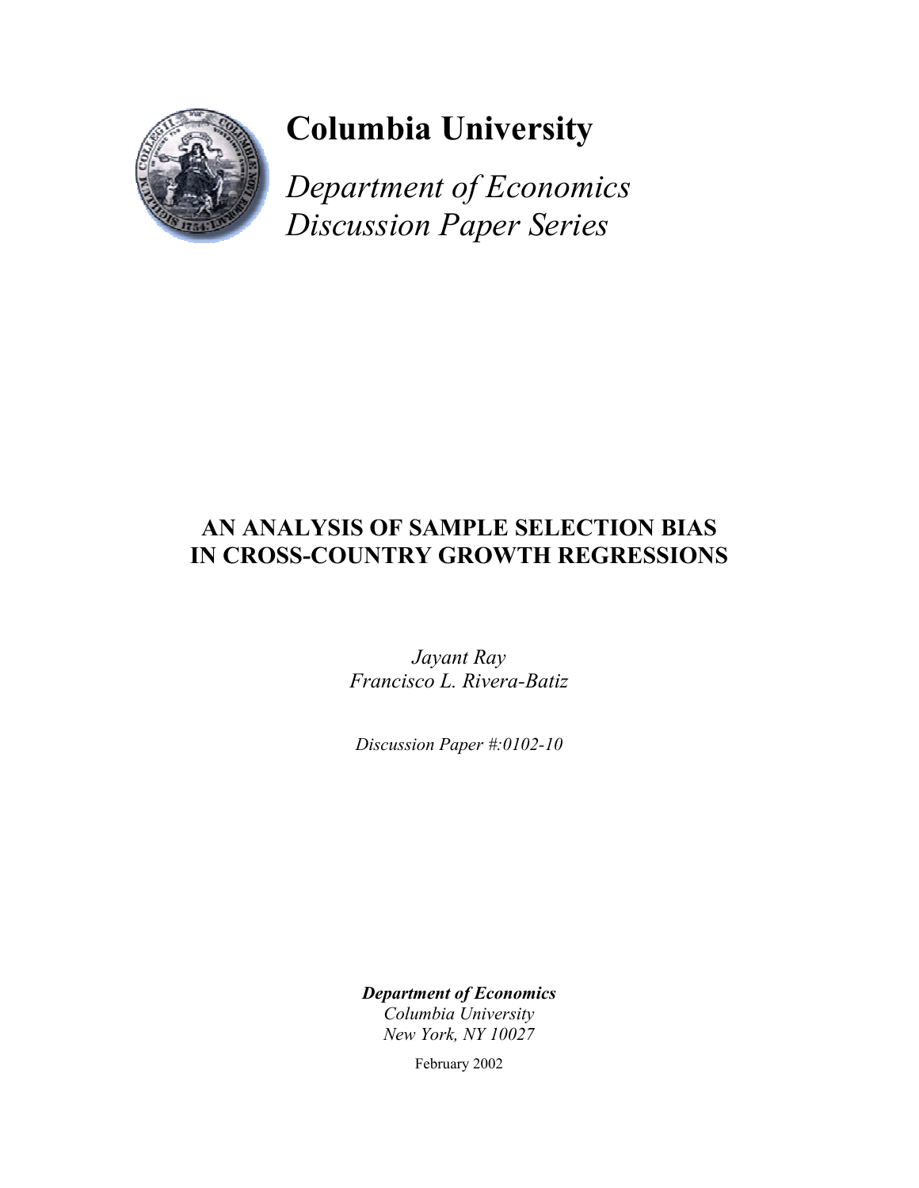# Columbia University

*Department of Economics*
*Discussion Paper Series*

## AN ANALYSIS OF SAMPLE SELECTION BIAS IN CROSS-COUNTRY GROWTH REGRESSIONS

*Jayant Ray*
*Francisco L. Rivera-Batiz*

*Discussion Paper #:0102-10*

***Department of Economics***
*Columbia University*
*New York, NY 10027*

February 2002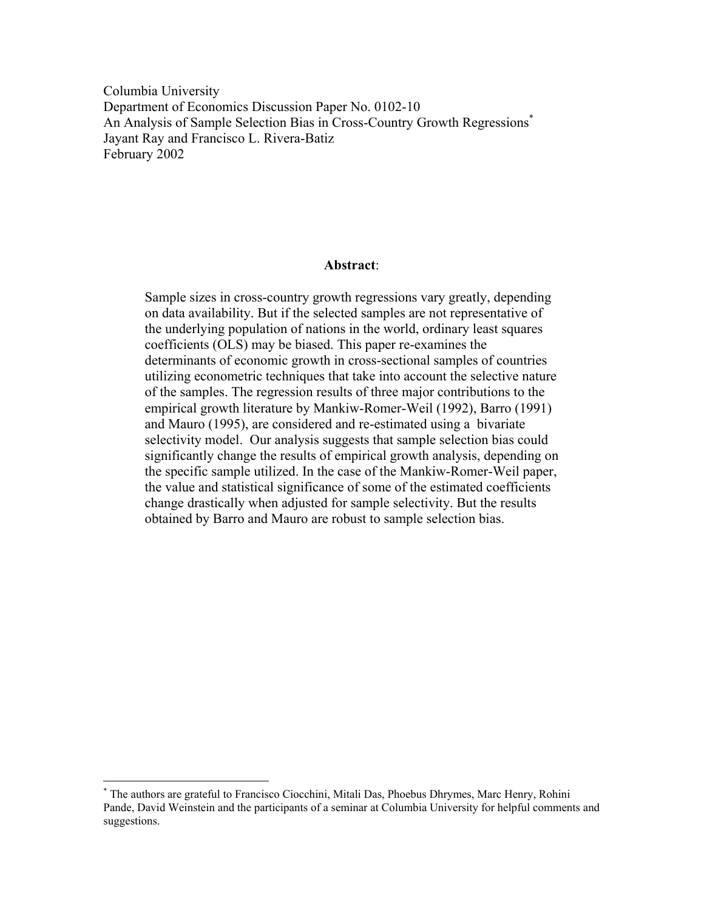Columbia University
Department of Economics Discussion Paper No. 0102-10
An Analysis of Sample Selection Bias in Cross-Country Growth Regressions[*]
Jayant Ray and Francisco L. Rivera-Batiz
February 2002

**Abstract**:

Sample sizes in cross-country growth regressions vary greatly, depending on data availability. But if the selected samples are not representative of the underlying population of nations in the world, ordinary least squares coefficients (OLS) may be biased. This paper re-examines the determinants of economic growth in cross-sectional samples of countries utilizing econometric techniques that take into account the selective nature of the samples. The regression results of three major contributions to the empirical growth literature by Mankiw-Romer-Weil (1992), Barro (1991) and Mauro (1995), are considered and re-estimated using a bivariate selectivity model. Our analysis suggests that sample selection bias could significantly change the results of empirical growth analysis, depending on the specific sample utilized. In the case of the Mankiw-Romer-Weil paper, the value and statistical significance of some of the estimated coefficients change drastically when adjusted for sample selectivity. But the results obtained by Barro and Mauro are robust to sample selection bias.

[*] The authors are grateful to Francisco Ciocchini, Mitali Das, Phoebus Dhrymes, Marc Henry, Rohini Pande, David Weinstein and the participants of a seminar at Columbia University for helpful comments and suggestions.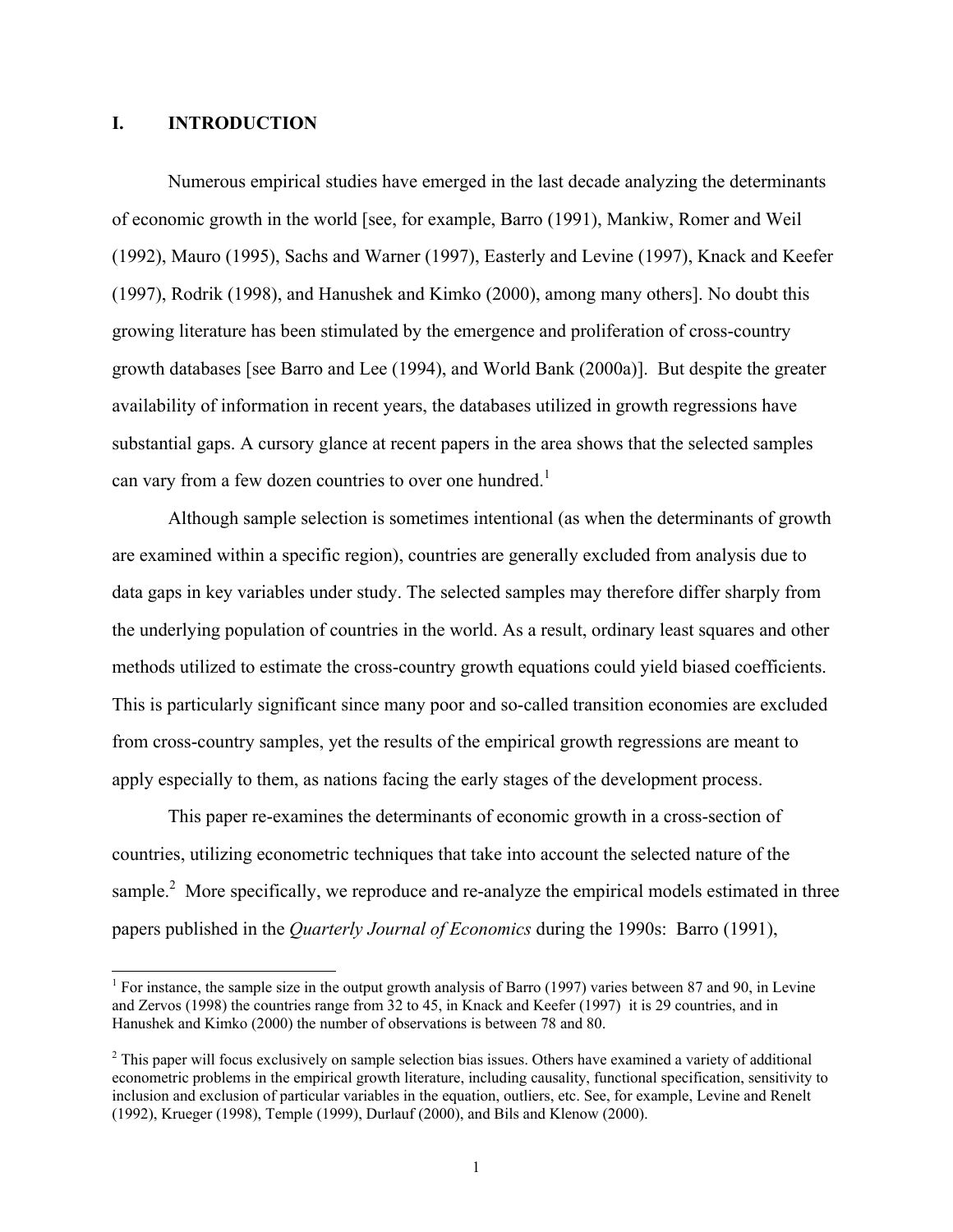## I. INTRODUCTION

Numerous empirical studies have emerged in the last decade analyzing the determinants of economic growth in the world [see, for example, Barro (1991), Mankiw, Romer and Weil (1992), Mauro (1995), Sachs and Warner (1997), Easterly and Levine (1997), Knack and Keefer (1997), Rodrik (1998), and Hanushek and Kimko (2000), among many others]. No doubt this growing literature has been stimulated by the emergence and proliferation of cross-country growth databases [see Barro and Lee (1994), and World Bank (2000a)]. But despite the greater availability of information in recent years, the databases utilized in growth regressions have substantial gaps. A cursory glance at recent papers in the area shows that the selected samples can vary from a few dozen countries to over one hundred.[1]

Although sample selection is sometimes intentional (as when the determinants of growth are examined within a specific region), countries are generally excluded from analysis due to data gaps in key variables under study. The selected samples may therefore differ sharply from the underlying population of countries in the world. As a result, ordinary least squares and other methods utilized to estimate the cross-country growth equations could yield biased coefficients. This is particularly significant since many poor and so-called transition economies are excluded from cross-country samples, yet the results of the empirical growth regressions are meant to apply especially to them, as nations facing the early stages of the development process.

This paper re-examines the determinants of economic growth in a cross-section of countries, utilizing econometric techniques that take into account the selected nature of the sample.[2] More specifically, we reproduce and re-analyze the empirical models estimated in three papers published in the *Quarterly Journal of Economics* during the 1990s: Barro (1991),

[1] For instance, the sample size in the output growth analysis of Barro (1997) varies between 87 and 90, in Levine and Zervos (1998) the countries range from 32 to 45, in Knack and Keefer (1997) it is 29 countries, and in Hanushek and Kimko (2000) the number of observations is between 78 and 80.

[2] This paper will focus exclusively on sample selection bias issues. Others have examined a variety of additional econometric problems in the empirical growth literature, including causality, functional specification, sensitivity to inclusion and exclusion of particular variables in the equation, outliers, etc. See, for example, Levine and Renelt (1992), Krueger (1998), Temple (1999), Durlauf (2000), and Bils and Klenow (2000).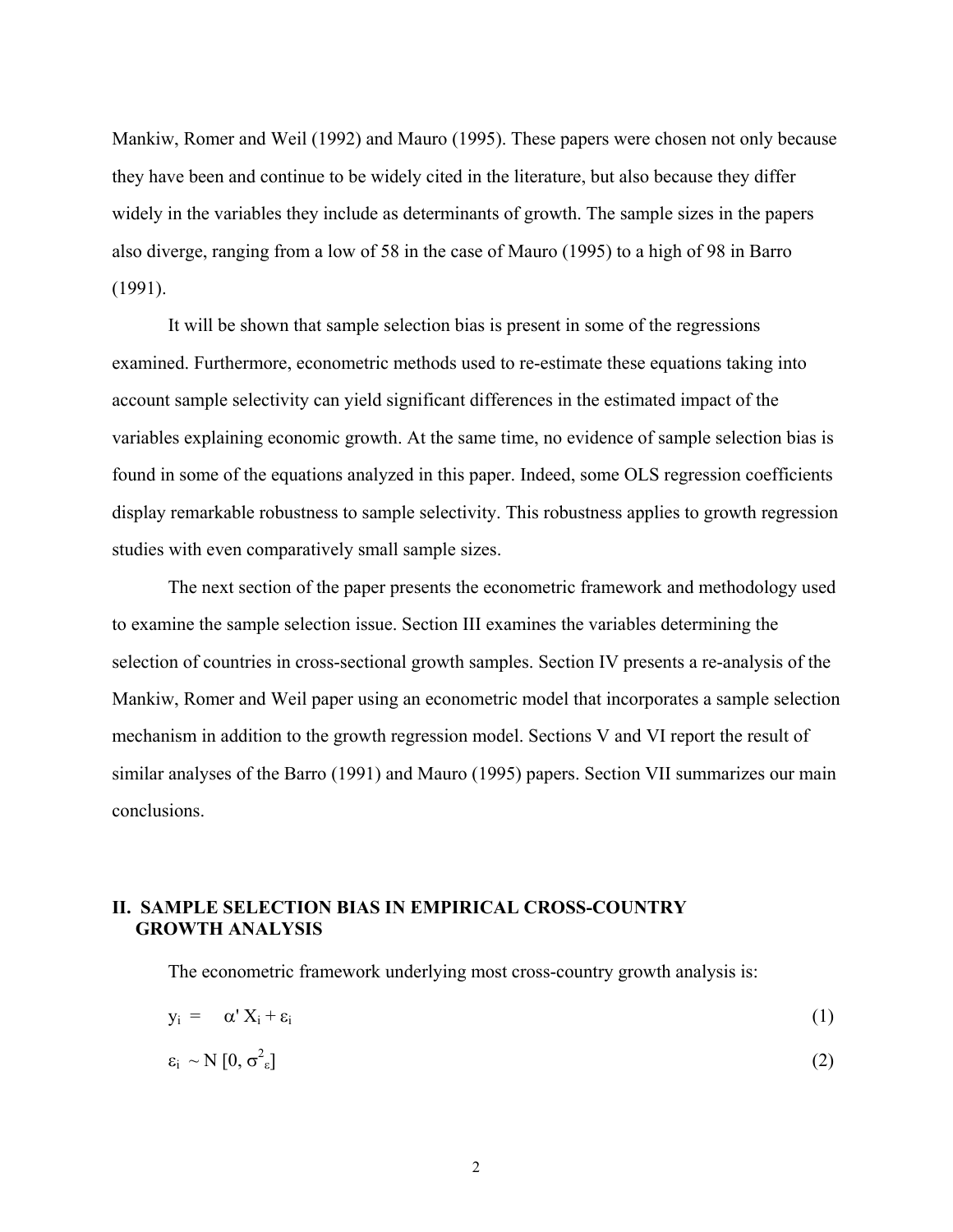Mankiw, Romer and Weil (1992) and Mauro (1995). These papers were chosen not only because they have been and continue to be widely cited in the literature, but also because they differ widely in the variables they include as determinants of growth. The sample sizes in the papers also diverge, ranging from a low of 58 in the case of Mauro (1995) to a high of 98 in Barro (1991).

It will be shown that sample selection bias is present in some of the regressions examined. Furthermore, econometric methods used to re-estimate these equations taking into account sample selectivity can yield significant differences in the estimated impact of the variables explaining economic growth. At the same time, no evidence of sample selection bias is found in some of the equations analyzed in this paper. Indeed, some OLS regression coefficients display remarkable robustness to sample selectivity. This robustness applies to growth regression studies with even comparatively small sample sizes.

The next section of the paper presents the econometric framework and methodology used to examine the sample selection issue. Section III examines the variables determining the selection of countries in cross-sectional growth samples. Section IV presents a re-analysis of the Mankiw, Romer and Weil paper using an econometric model that incorporates a sample selection mechanism in addition to the growth regression model. Sections V and VI report the result of similar analyses of the Barro (1991) and Mauro (1995) papers. Section VII summarizes our main conclusions.

## II. SAMPLE SELECTION BIAS IN EMPIRICAL CROSS-COUNTRY GROWTH ANALYSIS

The econometric framework underlying most cross-country growth analysis is:

$$y_i = \alpha' X_i + \varepsilon_i \tag{1}$$

$$\varepsilon_i \sim N\,[0, \sigma^2_\varepsilon] \tag{2}$$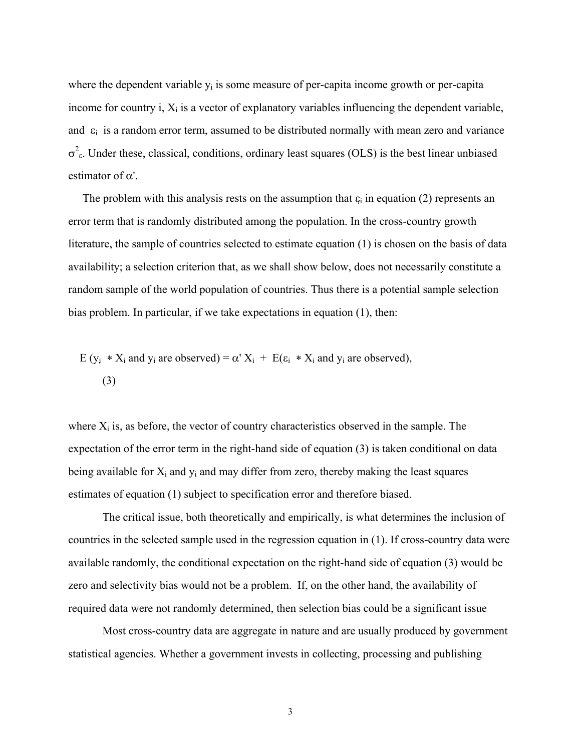where the dependent variable $y_i$ is some measure of per-capita income growth or per-capita income for country i, $X_i$ is a vector of explanatory variables influencing the dependent variable, and $\varepsilon_i$ is a random error term, assumed to be distributed normally with mean zero and variance $\sigma^2_\varepsilon$. Under these, classical, conditions, ordinary least squares (OLS) is the best linear unbiased estimator of $\alpha'$.

The problem with this analysis rests on the assumption that $\varepsilon_i$ in equation (2) represents an error term that is randomly distributed among the population. In the cross-country growth literature, the sample of countries selected to estimate equation (1) is chosen on the basis of data availability; a selection criterion that, as we shall show below, does not necessarily constitute a random sample of the world population of countries. Thus there is a potential sample selection bias problem. In particular, if we take expectations in equation (1), then:

$$E(y_i \mid X_i \text{ and } y_i \text{ are observed}) = \alpha' X_i + E(\varepsilon_i \mid X_i \text{ and } y_i \text{ are observed}), \quad (3)$$

where $X_i$ is, as before, the vector of country characteristics observed in the sample. The expectation of the error term in the right-hand side of equation (3) is taken conditional on data being available for $X_i$ and $y_i$ and may differ from zero, thereby making the least squares estimates of equation (1) subject to specification error and therefore biased.

The critical issue, both theoretically and empirically, is what determines the inclusion of countries in the selected sample used in the regression equation in (1). If cross-country data were available randomly, the conditional expectation on the right-hand side of equation (3) would be zero and selectivity bias would not be a problem. If, on the other hand, the availability of required data were not randomly determined, then selection bias could be a significant issue

Most cross-country data are aggregate in nature and are usually produced by government statistical agencies. Whether a government invests in collecting, processing and publishing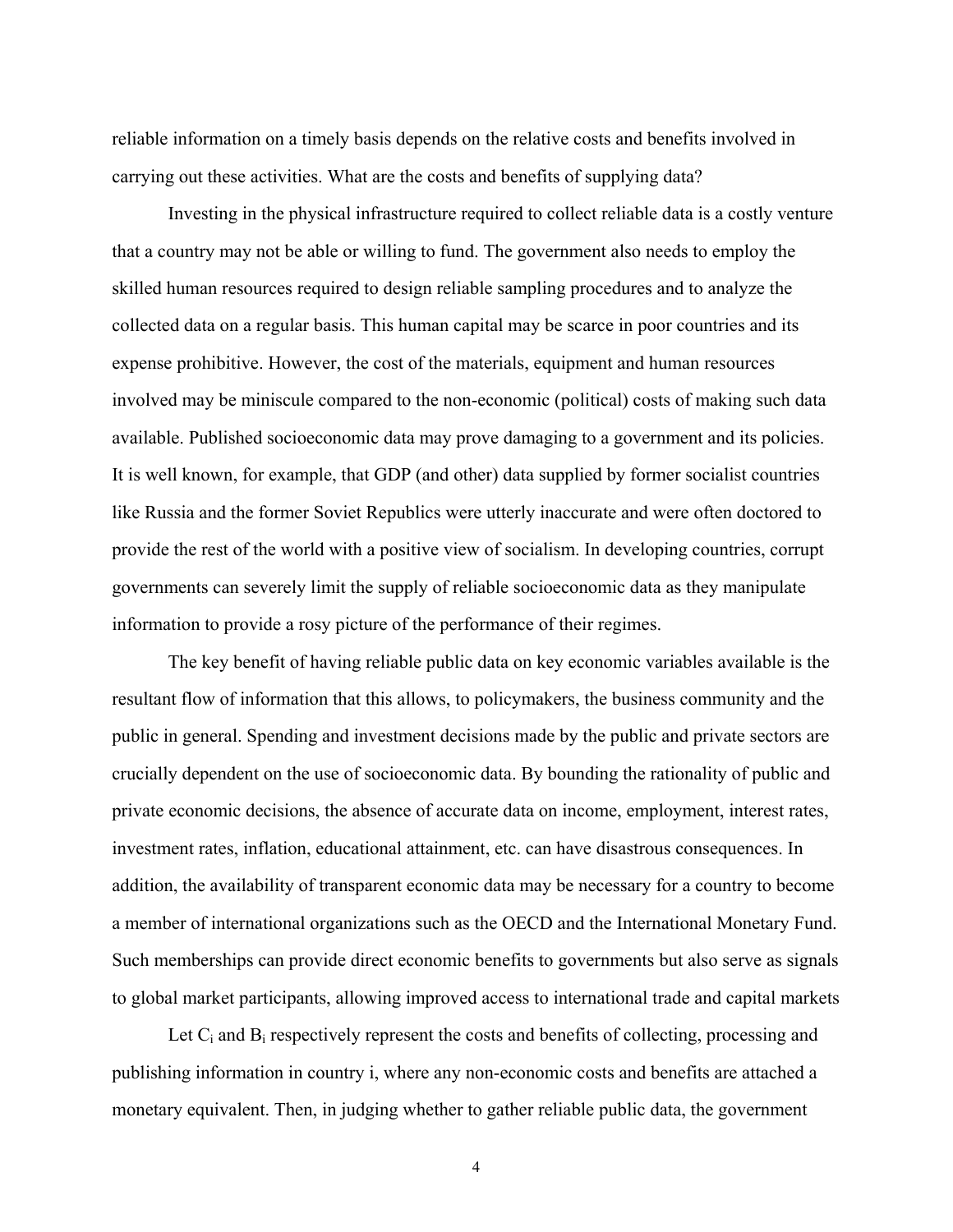reliable information on a timely basis depends on the relative costs and benefits involved in carrying out these activities. What are the costs and benefits of supplying data?

Investing in the physical infrastructure required to collect reliable data is a costly venture that a country may not be able or willing to fund. The government also needs to employ the skilled human resources required to design reliable sampling procedures and to analyze the collected data on a regular basis. This human capital may be scarce in poor countries and its expense prohibitive. However, the cost of the materials, equipment and human resources involved may be miniscule compared to the non-economic (political) costs of making such data available. Published socioeconomic data may prove damaging to a government and its policies. It is well known, for example, that GDP (and other) data supplied by former socialist countries like Russia and the former Soviet Republics were utterly inaccurate and were often doctored to provide the rest of the world with a positive view of socialism. In developing countries, corrupt governments can severely limit the supply of reliable socioeconomic data as they manipulate information to provide a rosy picture of the performance of their regimes.

The key benefit of having reliable public data on key economic variables available is the resultant flow of information that this allows, to policymakers, the business community and the public in general. Spending and investment decisions made by the public and private sectors are crucially dependent on the use of socioeconomic data. By bounding the rationality of public and private economic decisions, the absence of accurate data on income, employment, interest rates, investment rates, inflation, educational attainment, etc. can have disastrous consequences. In addition, the availability of transparent economic data may be necessary for a country to become a member of international organizations such as the OECD and the International Monetary Fund. Such memberships can provide direct economic benefits to governments but also serve as signals to global market participants, allowing improved access to international trade and capital markets

Let $C_i$ and $B_i$ respectively represent the costs and benefits of collecting, processing and publishing information in country i, where any non-economic costs and benefits are attached a monetary equivalent. Then, in judging whether to gather reliable public data, the government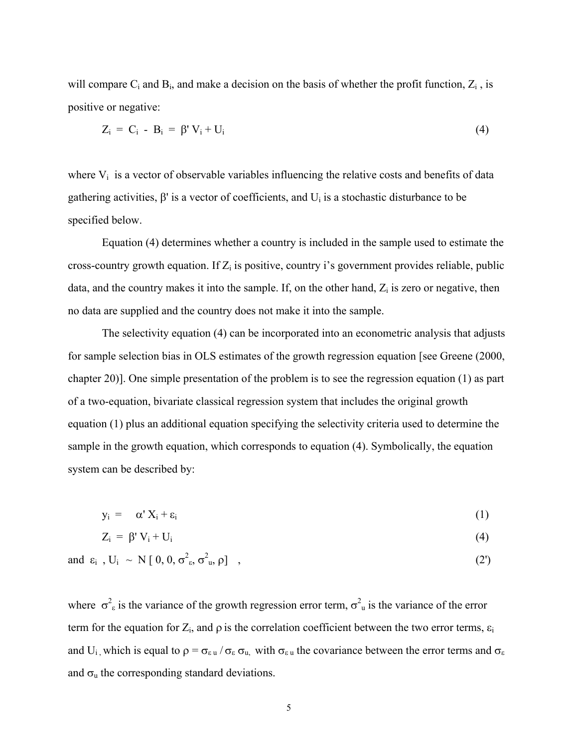will compare $C_i$ and $B_i$, and make a decision on the basis of whether the profit function, $Z_i$ , is positive or negative:

$$Z_i = C_i - B_i = \beta' V_i + U_i \tag{4}$$

where $V_i$ is a vector of observable variables influencing the relative costs and benefits of data gathering activities, $\beta'$ is a vector of coefficients, and $U_i$ is a stochastic disturbance to be specified below.

Equation (4) determines whether a country is included in the sample used to estimate the cross-country growth equation. If $Z_i$ is positive, country i's government provides reliable, public data, and the country makes it into the sample. If, on the other hand, $Z_i$ is zero or negative, then no data are supplied and the country does not make it into the sample.

The selectivity equation (4) can be incorporated into an econometric analysis that adjusts for sample selection bias in OLS estimates of the growth regression equation [see Greene (2000, chapter 20)]. One simple presentation of the problem is to see the regression equation (1) as part of a two-equation, bivariate classical regression system that includes the original growth equation (1) plus an additional equation specifying the selectivity criteria used to determine the sample in the growth equation, which corresponds to equation (4). Symbolically, the equation system can be described by:

$$y_i = \alpha' X_i + \varepsilon_i \tag{1}$$

$$Z_i = \beta' V_i + U_i \tag{4}$$

$$\text{and } \varepsilon_i \text{ , } U_i \sim N[0, 0, \sigma^2_\varepsilon, \sigma^2_u, \rho] \quad , \tag{2'}$$

where $\sigma^2_\varepsilon$ is the variance of the growth regression error term, $\sigma^2_u$ is the variance of the error term for the equation for $Z_i$, and $\rho$ is the correlation coefficient between the two error terms, $\varepsilon_i$ and $U_i$, which is equal to $\rho = \sigma_{\varepsilon u} / \sigma_\varepsilon \sigma_u$, with $\sigma_{\varepsilon u}$ the covariance between the error terms and $\sigma_\varepsilon$ and $\sigma_u$ the corresponding standard deviations.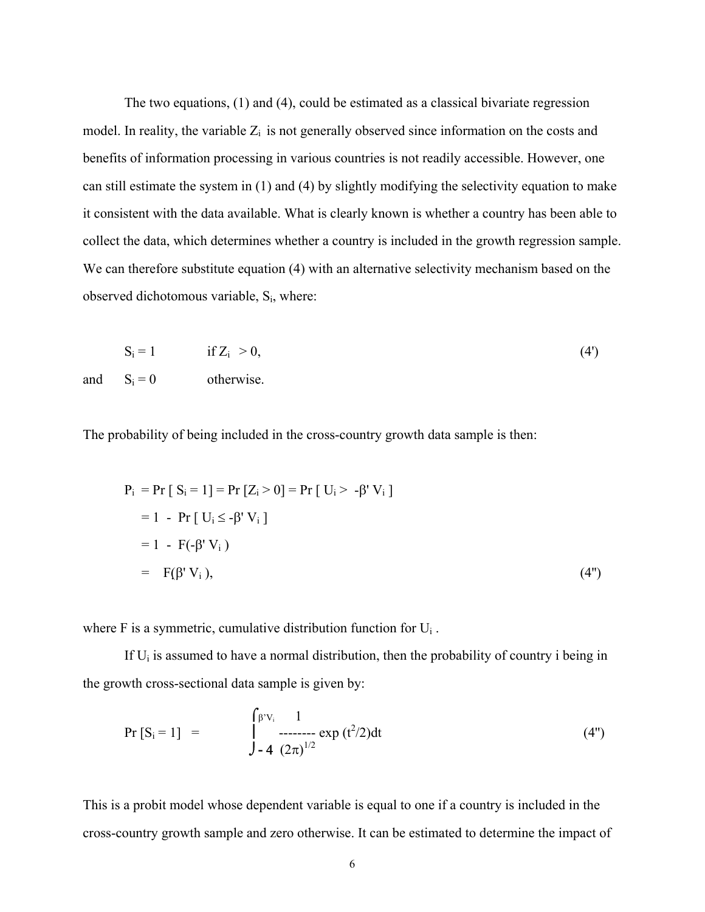The two equations, (1) and (4), could be estimated as a classical bivariate regression model. In reality, the variable $Z_i$ is not generally observed since information on the costs and benefits of information processing in various countries is not readily accessible. However, one can still estimate the system in (1) and (4) by slightly modifying the selectivity equation to make it consistent with the data available. What is clearly known is whether a country has been able to collect the data, which determines whether a country is included in the growth regression sample. We can therefore substitute equation (4) with an alternative selectivity mechanism based on the observed dichotomous variable, $S_i$, where:

$$S_i = 1 \qquad \text{if } Z_i > 0, \tag{4'}$$

$$\text{and} \quad S_i = 0 \qquad \text{otherwise.}$$

The probability of being included in the cross-country growth data sample is then:

$$\begin{aligned} P_i &= \Pr[S_i = 1] = \Pr[Z_i > 0] = \Pr[U_i > -\beta' V_i] \\ &= 1 - \Pr[U_i \leq -\beta' V_i] \\ &= 1 - F(-\beta' V_i) \\ &= F(\beta' V_i), \end{aligned} \tag{4''}$$

where F is a symmetric, cumulative distribution function for $U_i$.

If $U_i$ is assumed to have a normal distribution, then the probability of country i being in the growth cross-sectional data sample is given by:

$$\Pr[S_i = 1] = \int_{-4}^{\beta' V_i} \frac{1}{(2\pi)^{1/2}} \exp(t^2/2)dt \tag{4''}$$

This is a probit model whose dependent variable is equal to one if a country is included in the cross-country growth sample and zero otherwise. It can be estimated to determine the impact of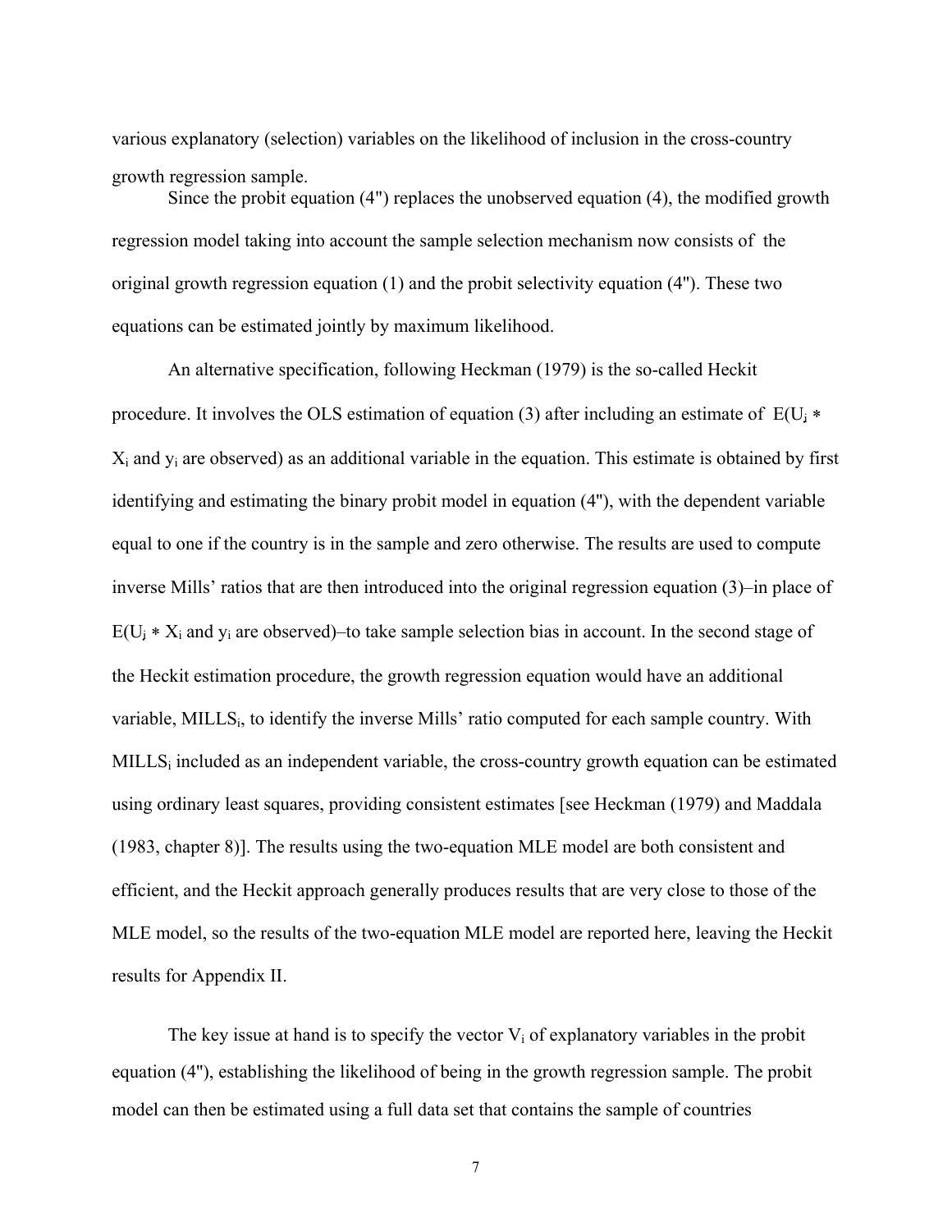various explanatory (selection) variables on the likelihood of inclusion in the cross-country growth regression sample.

Since the probit equation (4") replaces the unobserved equation (4), the modified growth regression model taking into account the sample selection mechanism now consists of the original growth regression equation (1) and the probit selectivity equation (4"). These two equations can be estimated jointly by maximum likelihood.

An alternative specification, following Heckman (1979) is the so-called Heckit procedure. It involves the OLS estimation of equation (3) after including an estimate of $E(U_j * X_i$ and $y_i$ are observed) as an additional variable in the equation. This estimate is obtained by first identifying and estimating the binary probit model in equation (4"), with the dependent variable equal to one if the country is in the sample and zero otherwise. The results are used to compute inverse Mills' ratios that are then introduced into the original regression equation (3)–in place of $E(U_j * X_i$ and $y_i$ are observed)–to take sample selection bias in account. In the second stage of the Heckit estimation procedure, the growth regression equation would have an additional variable, $MILLS_i$, to identify the inverse Mills' ratio computed for each sample country. With $MILLS_i$ included as an independent variable, the cross-country growth equation can be estimated using ordinary least squares, providing consistent estimates [see Heckman (1979) and Maddala (1983, chapter 8)]. The results using the two-equation MLE model are both consistent and efficient, and the Heckit approach generally produces results that are very close to those of the MLE model, so the results of the two-equation MLE model are reported here, leaving the Heckit results for Appendix II.

The key issue at hand is to specify the vector $V_i$ of explanatory variables in the probit equation (4"), establishing the likelihood of being in the growth regression sample. The probit model can then be estimated using a full data set that contains the sample of countries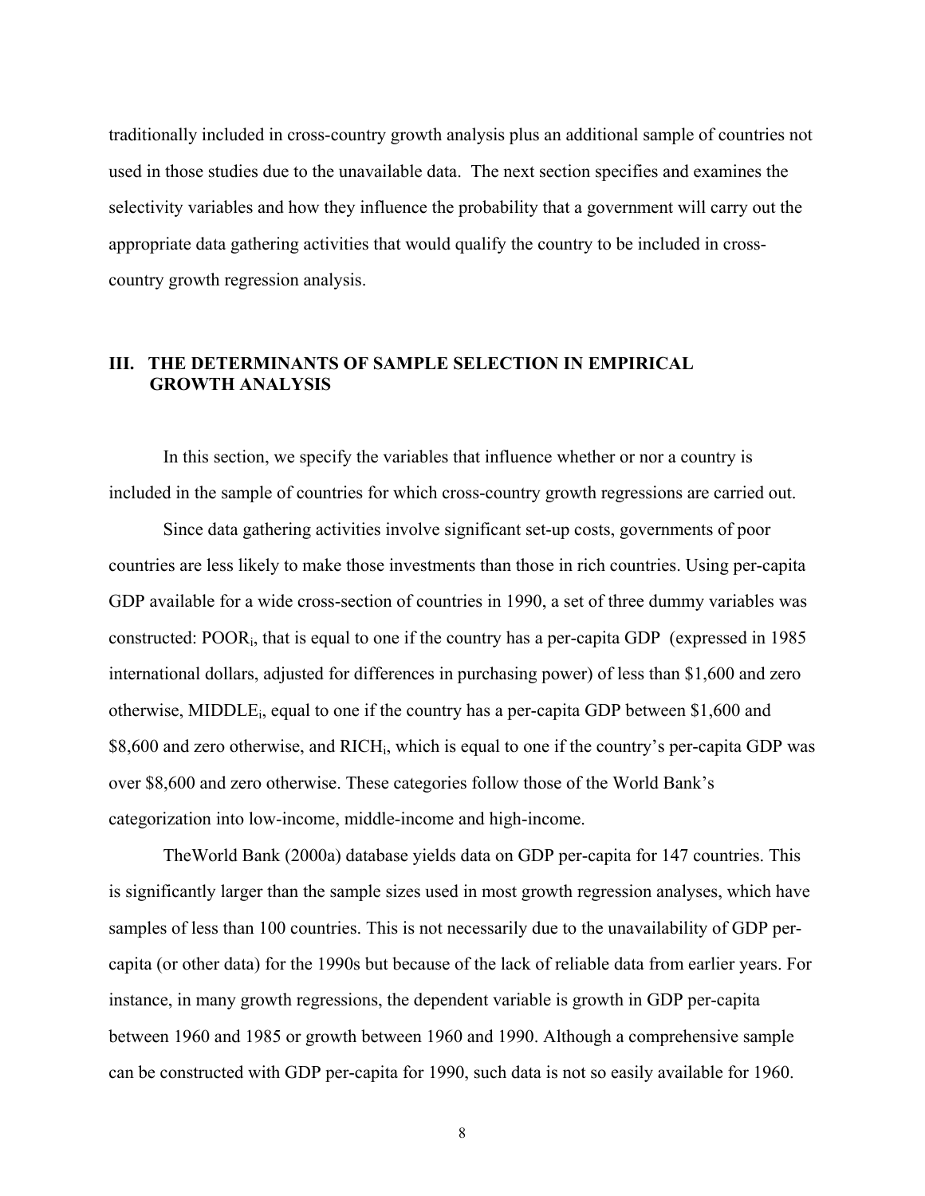traditionally included in cross-country growth analysis plus an additional sample of countries not used in those studies due to the unavailable data. The next section specifies and examines the selectivity variables and how they influence the probability that a government will carry out the appropriate data gathering activities that would qualify the country to be included in cross-country growth regression analysis.

## III. THE DETERMINANTS OF SAMPLE SELECTION IN EMPIRICAL GROWTH ANALYSIS

In this section, we specify the variables that influence whether or nor a country is included in the sample of countries for which cross-country growth regressions are carried out.

Since data gathering activities involve significant set-up costs, governments of poor countries are less likely to make those investments than those in rich countries. Using per-capita GDP available for a wide cross-section of countries in 1990, a set of three dummy variables was constructed: $POOR_i$, that is equal to one if the country has a per-capita GDP (expressed in 1985 international dollars, adjusted for differences in purchasing power) of less than \$1,600 and zero otherwise, $MIDDLE_i$, equal to one if the country has a per-capita GDP between \$1,600 and \$8,600 and zero otherwise, and $RICH_i$, which is equal to one if the country's per-capita GDP was over \$8,600 and zero otherwise. These categories follow those of the World Bank's categorization into low-income, middle-income and high-income.

TheWorld Bank (2000a) database yields data on GDP per-capita for 147 countries. This is significantly larger than the sample sizes used in most growth regression analyses, which have samples of less than 100 countries. This is not necessarily due to the unavailability of GDP per-capita (or other data) for the 1990s but because of the lack of reliable data from earlier years. For instance, in many growth regressions, the dependent variable is growth in GDP per-capita between 1960 and 1985 or growth between 1960 and 1990. Although a comprehensive sample can be constructed with GDP per-capita for 1990, such data is not so easily available for 1960.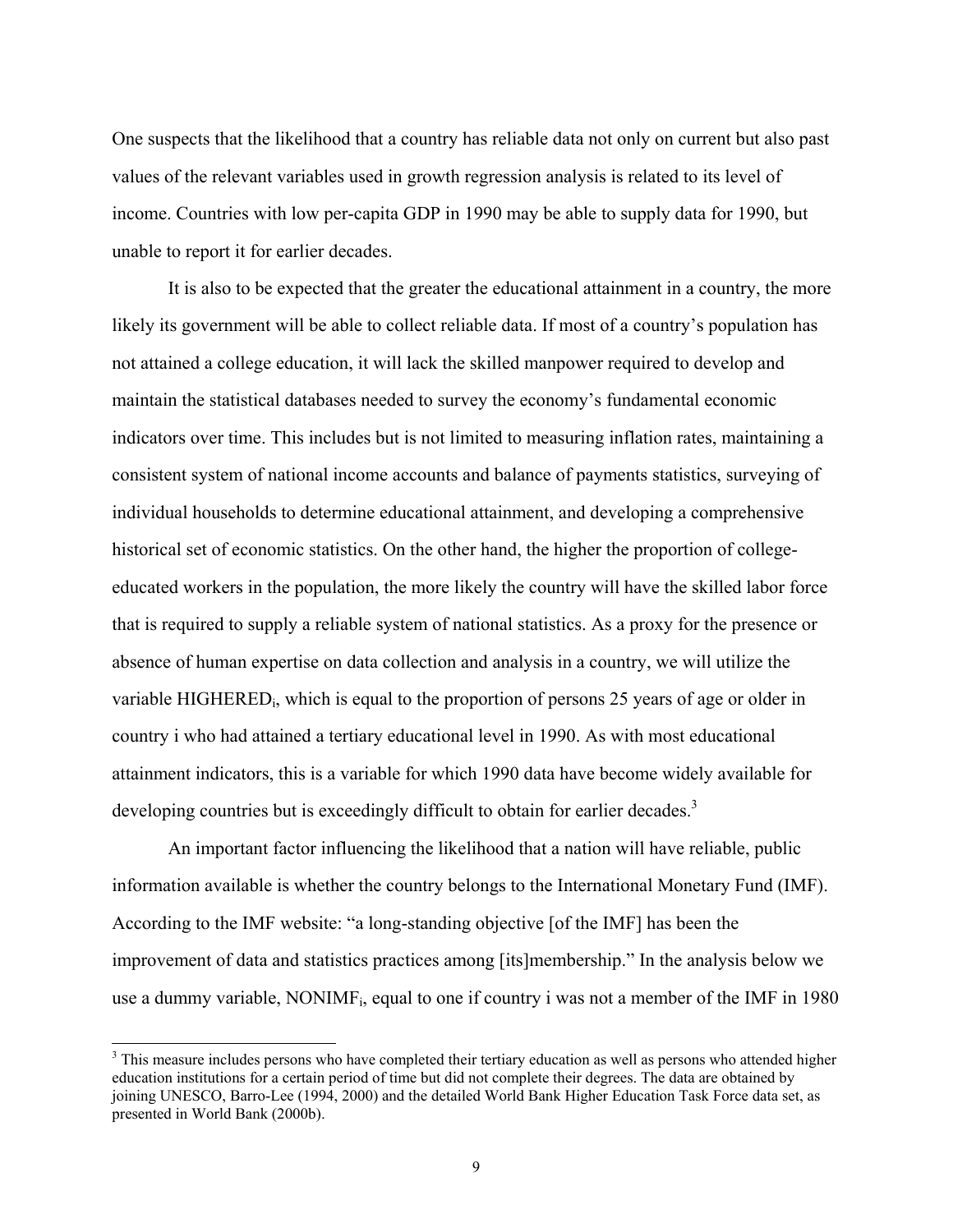One suspects that the likelihood that a country has reliable data not only on current but also past values of the relevant variables used in growth regression analysis is related to its level of income. Countries with low per-capita GDP in 1990 may be able to supply data for 1990, but unable to report it for earlier decades.

It is also to be expected that the greater the educational attainment in a country, the more likely its government will be able to collect reliable data. If most of a country's population has not attained a college education, it will lack the skilled manpower required to develop and maintain the statistical databases needed to survey the economy's fundamental economic indicators over time. This includes but is not limited to measuring inflation rates, maintaining a consistent system of national income accounts and balance of payments statistics, surveying of individual households to determine educational attainment, and developing a comprehensive historical set of economic statistics. On the other hand, the higher the proportion of college-educated workers in the population, the more likely the country will have the skilled labor force that is required to supply a reliable system of national statistics. As a proxy for the presence or absence of human expertise on data collection and analysis in a country, we will utilize the variable $HIGHERED_i$, which is equal to the proportion of persons 25 years of age or older in country i who had attained a tertiary educational level in 1990. As with most educational attainment indicators, this is a variable for which 1990 data have become widely available for developing countries but is exceedingly difficult to obtain for earlier decades.[3]

An important factor influencing the likelihood that a nation will have reliable, public information available is whether the country belongs to the International Monetary Fund (IMF). According to the IMF website: "a long-standing objective [of the IMF] has been the improvement of data and statistics practices among [its]membership." In the analysis below we use a dummy variable, $NONIMF_i$, equal to one if country i was not a member of the IMF in 1980

[3] This measure includes persons who have completed their tertiary education as well as persons who attended higher education institutions for a certain period of time but did not complete their degrees. The data are obtained by joining UNESCO, Barro-Lee (1994, 2000) and the detailed World Bank Higher Education Task Force data set, as presented in World Bank (2000b).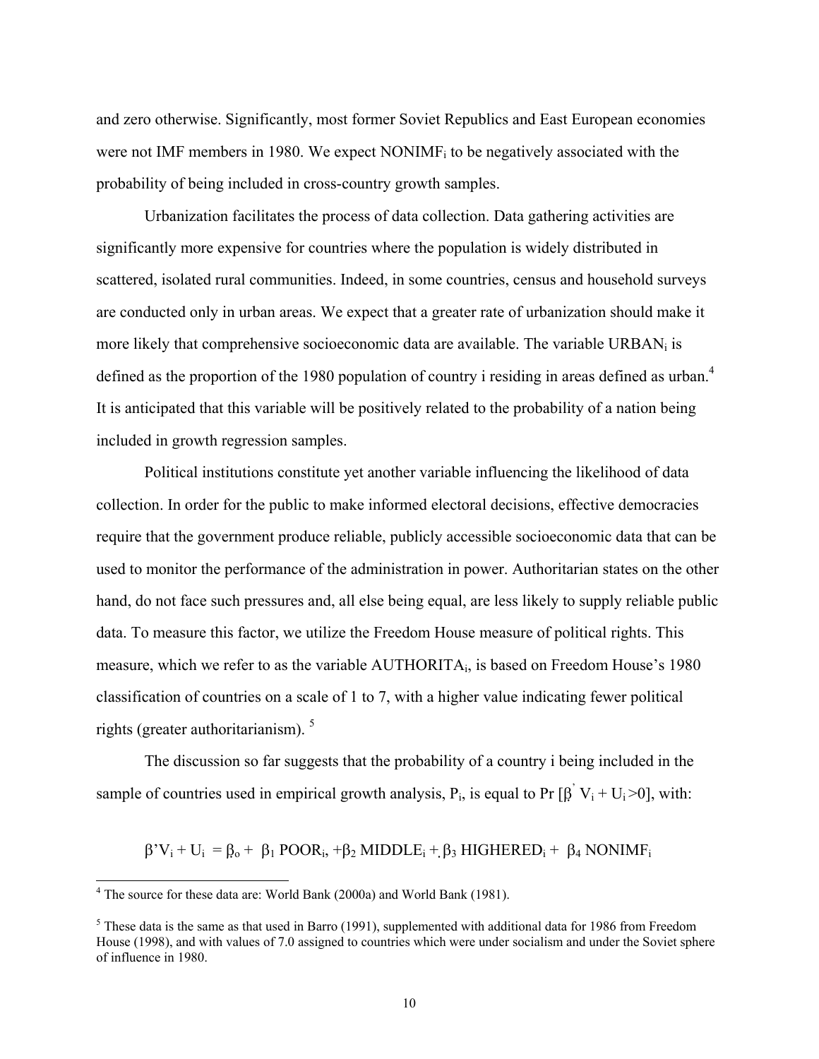and zero otherwise. Significantly, most former Soviet Republics and East European economies were not IMF members in 1980. We expect $NONIMF_i$ to be negatively associated with the probability of being included in cross-country growth samples.

Urbanization facilitates the process of data collection. Data gathering activities are significantly more expensive for countries where the population is widely distributed in scattered, isolated rural communities. Indeed, in some countries, census and household surveys are conducted only in urban areas. We expect that a greater rate of urbanization should make it more likely that comprehensive socioeconomic data are available. The variable $URBAN_i$ is defined as the proportion of the 1980 population of country i residing in areas defined as urban.[4] It is anticipated that this variable will be positively related to the probability of a nation being included in growth regression samples.

Political institutions constitute yet another variable influencing the likelihood of data collection. In order for the public to make informed electoral decisions, effective democracies require that the government produce reliable, publicly accessible socioeconomic data that can be used to monitor the performance of the administration in power. Authoritarian states on the other hand, do not face such pressures and, all else being equal, are less likely to supply reliable public data. To measure this factor, we utilize the Freedom House measure of political rights. This measure, which we refer to as the variable $AUTHORITA_i$, is based on Freedom House's 1980 classification of countries on a scale of 1 to 7, with a higher value indicating fewer political rights (greater authoritarianism).[5]

The discussion so far suggests that the probability of a country i being included in the sample of countries used in empirical growth analysis, $P_i$, is equal to $\Pr[\beta' V_i + U_i > 0]$, with:

$$\beta' V_i + U_i = \beta_o + \beta_1 \, POOR_i, + \beta_2 \, MIDDLE_i + \beta_3 \, HIGHERED_i + \beta_4 \, NONIMF_i$$

[4] The source for these data are: World Bank (2000a) and World Bank (1981).

[5] These data is the same as that used in Barro (1991), supplemented with additional data for 1986 from Freedom House (1998), and with values of 7.0 assigned to countries which were under socialism and under the Soviet sphere of influence in 1980.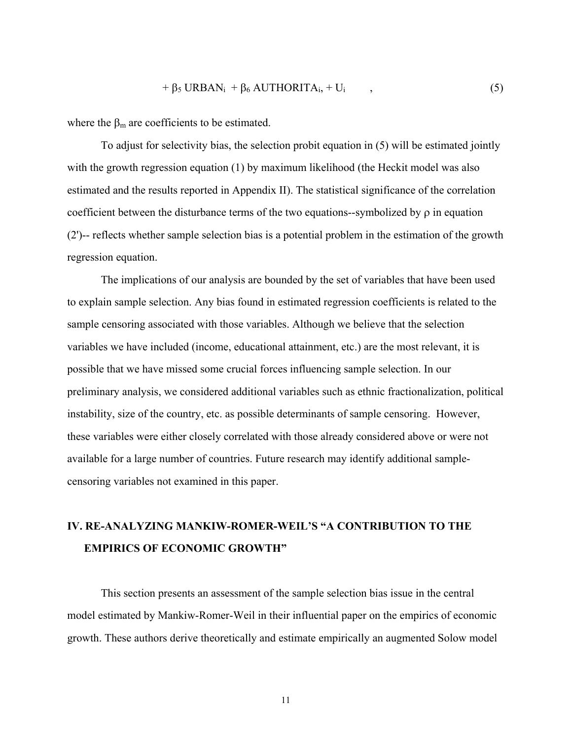$$+ \beta_5 \text{ URBAN}_i + \beta_6 \text{ AUTHORITA}_i, + U_i \qquad , \tag{5}$$

where the $\beta_m$ are coefficients to be estimated.

To adjust for selectivity bias, the selection probit equation in (5) will be estimated jointly with the growth regression equation (1) by maximum likelihood (the Heckit model was also estimated and the results reported in Appendix II). The statistical significance of the correlation coefficient between the disturbance terms of the two equations--symbolized by $\rho$ in equation (2')-- reflects whether sample selection bias is a potential problem in the estimation of the growth regression equation.

The implications of our analysis are bounded by the set of variables that have been used to explain sample selection. Any bias found in estimated regression coefficients is related to the sample censoring associated with those variables. Although we believe that the selection variables we have included (income, educational attainment, etc.) are the most relevant, it is possible that we have missed some crucial forces influencing sample selection. In our preliminary analysis, we considered additional variables such as ethnic fractionalization, political instability, size of the country, etc. as possible determinants of sample censoring. However, these variables were either closely correlated with those already considered above or were not available for a large number of countries. Future research may identify additional sample-censoring variables not examined in this paper.

## IV. RE-ANALYZING MANKIW-ROMER-WEIL'S "A CONTRIBUTION TO THE EMPIRICS OF ECONOMIC GROWTH"

This section presents an assessment of the sample selection bias issue in the central model estimated by Mankiw-Romer-Weil in their influential paper on the empirics of economic growth. These authors derive theoretically and estimate empirically an augmented Solow model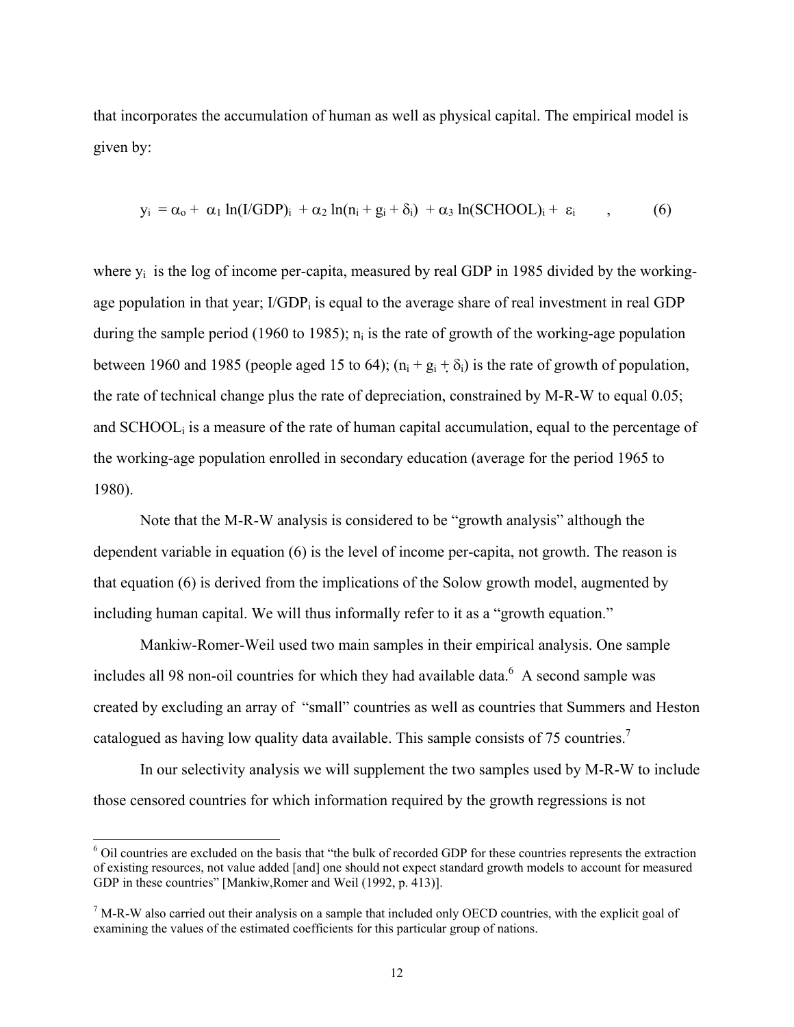that incorporates the accumulation of human as well as physical capital. The empirical model is given by:

$$y_i = \alpha_o + \alpha_1 \ln(I/GDP)_i + \alpha_2 \ln(n_i + g_i + \delta_i) + \alpha_3 \ln(SCHOOL)_i + \varepsilon_i \quad , \qquad (6)$$

where $y_i$ is the log of income per-capita, measured by real GDP in 1985 divided by the working-age population in that year; $I/GDP_i$ is equal to the average share of real investment in real GDP during the sample period (1960 to 1985); $n_i$ is the rate of growth of the working-age population between 1960 and 1985 (people aged 15 to 64); $(n_i + g_i + \delta_i)$ is the rate of growth of population, the rate of technical change plus the rate of depreciation, constrained by M-R-W to equal 0.05; and $SCHOOL_i$ is a measure of the rate of human capital accumulation, equal to the percentage of the working-age population enrolled in secondary education (average for the period 1965 to 1980).

Note that the M-R-W analysis is considered to be "growth analysis" although the dependent variable in equation (6) is the level of income per-capita, not growth. The reason is that equation (6) is derived from the implications of the Solow growth model, augmented by including human capital. We will thus informally refer to it as a "growth equation."

Mankiw-Romer-Weil used two main samples in their empirical analysis. One sample includes all 98 non-oil countries for which they had available data.[6] A second sample was created by excluding an array of "small" countries as well as countries that Summers and Heston catalogued as having low quality data available. This sample consists of 75 countries.[7]

In our selectivity analysis we will supplement the two samples used by M-R-W to include those censored countries for which information required by the growth regressions is not

---

[6] Oil countries are excluded on the basis that "the bulk of recorded GDP for these countries represents the extraction of existing resources, not value added [and] one should not expect standard growth models to account for measured GDP in these countries" [Mankiw,Romer and Weil (1992, p. 413)].

[7] M-R-W also carried out their analysis on a sample that included only OECD countries, with the explicit goal of examining the values of the estimated coefficients for this particular group of nations.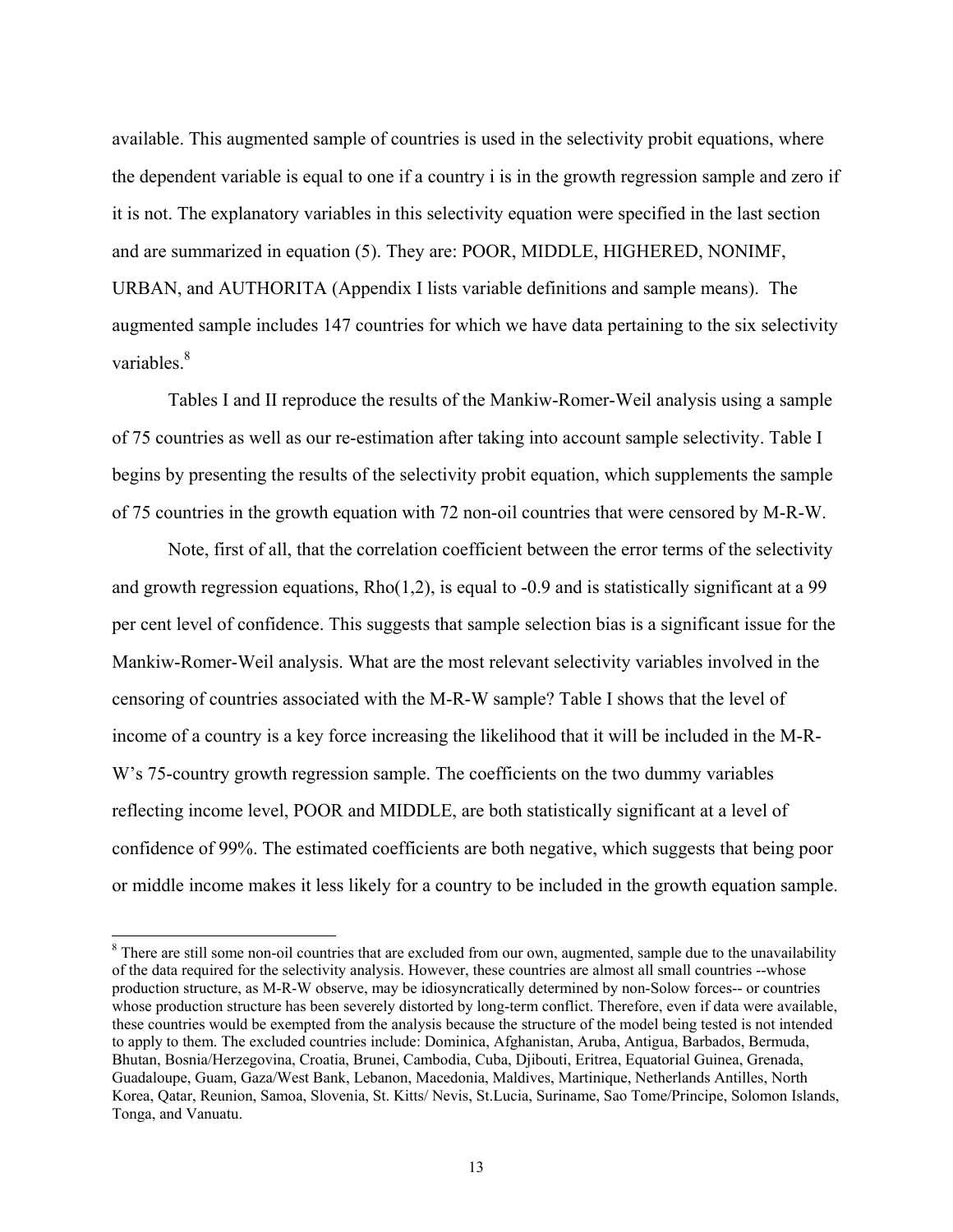available. This augmented sample of countries is used in the selectivity probit equations, where the dependent variable is equal to one if a country i is in the growth regression sample and zero if it is not. The explanatory variables in this selectivity equation were specified in the last section and are summarized in equation (5). They are: POOR, MIDDLE, HIGHERED, NONIMF, URBAN, and AUTHORITA (Appendix I lists variable definitions and sample means). The augmented sample includes 147 countries for which we have data pertaining to the six selectivity variables.[8]

Tables I and II reproduce the results of the Mankiw-Romer-Weil analysis using a sample of 75 countries as well as our re-estimation after taking into account sample selectivity. Table I begins by presenting the results of the selectivity probit equation, which supplements the sample of 75 countries in the growth equation with 72 non-oil countries that were censored by M-R-W.

Note, first of all, that the correlation coefficient between the error terms of the selectivity and growth regression equations, Rho(1,2), is equal to -0.9 and is statistically significant at a 99 per cent level of confidence. This suggests that sample selection bias is a significant issue for the Mankiw-Romer-Weil analysis. What are the most relevant selectivity variables involved in the censoring of countries associated with the M-R-W sample? Table I shows that the level of income of a country is a key force increasing the likelihood that it will be included in the M-R-W's 75-country growth regression sample. The coefficients on the two dummy variables reflecting income level, POOR and MIDDLE, are both statistically significant at a level of confidence of 99%. The estimated coefficients are both negative, which suggests that being poor or middle income makes it less likely for a country to be included in the growth equation sample.

[8] There are still some non-oil countries that are excluded from our own, augmented, sample due to the unavailability of the data required for the selectivity analysis. However, these countries are almost all small countries --whose production structure, as M-R-W observe, may be idiosyncratically determined by non-Solow forces-- or countries whose production structure has been severely distorted by long-term conflict. Therefore, even if data were available, these countries would be exempted from the analysis because the structure of the model being tested is not intended to apply to them. The excluded countries include: Dominica, Afghanistan, Aruba, Antigua, Barbados, Bermuda, Bhutan, Bosnia/Herzegovina, Croatia, Brunei, Cambodia, Cuba, Djibouti, Eritrea, Equatorial Guinea, Grenada, Guadaloupe, Guam, Gaza/West Bank, Lebanon, Macedonia, Maldives, Martinique, Netherlands Antilles, North Korea, Qatar, Reunion, Samoa, Slovenia, St. Kitts/ Nevis, St.Lucia, Suriname, Sao Tome/Principe, Solomon Islands, Tonga, and Vanuatu.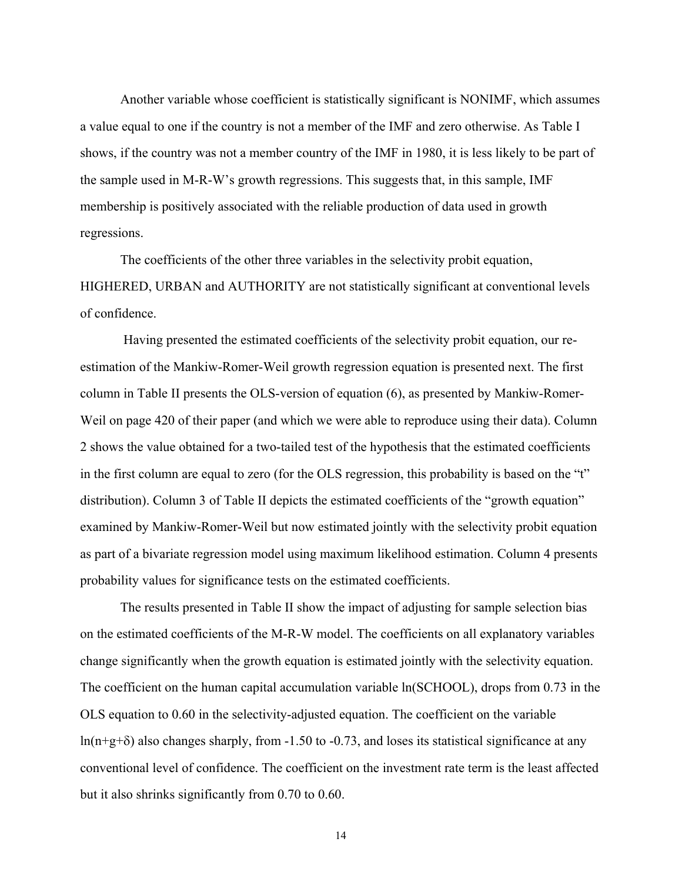Another variable whose coefficient is statistically significant is NONIMF, which assumes a value equal to one if the country is not a member of the IMF and zero otherwise. As Table I shows, if the country was not a member country of the IMF in 1980, it is less likely to be part of the sample used in M-R-W's growth regressions. This suggests that, in this sample, IMF membership is positively associated with the reliable production of data used in growth regressions.

The coefficients of the other three variables in the selectivity probit equation, HIGHERED, URBAN and AUTHORITY are not statistically significant at conventional levels of confidence.

Having presented the estimated coefficients of the selectivity probit equation, our re-estimation of the Mankiw-Romer-Weil growth regression equation is presented next. The first column in Table II presents the OLS-version of equation (6), as presented by Mankiw-Romer-Weil on page 420 of their paper (and which we were able to reproduce using their data). Column 2 shows the value obtained for a two-tailed test of the hypothesis that the estimated coefficients in the first column are equal to zero (for the OLS regression, this probability is based on the "t" distribution). Column 3 of Table II depicts the estimated coefficients of the "growth equation" examined by Mankiw-Romer-Weil but now estimated jointly with the selectivity probit equation as part of a bivariate regression model using maximum likelihood estimation. Column 4 presents probability values for significance tests on the estimated coefficients.

The results presented in Table II show the impact of adjusting for sample selection bias on the estimated coefficients of the M-R-W model. The coefficients on all explanatory variables change significantly when the growth equation is estimated jointly with the selectivity equation. The coefficient on the human capital accumulation variable ln(SCHOOL), drops from 0.73 in the OLS equation to 0.60 in the selectivity-adjusted equation. The coefficient on the variable $\ln(n+g+\delta)$ also changes sharply, from -1.50 to -0.73, and loses its statistical significance at any conventional level of confidence. The coefficient on the investment rate term is the least affected but it also shrinks significantly from 0.70 to 0.60.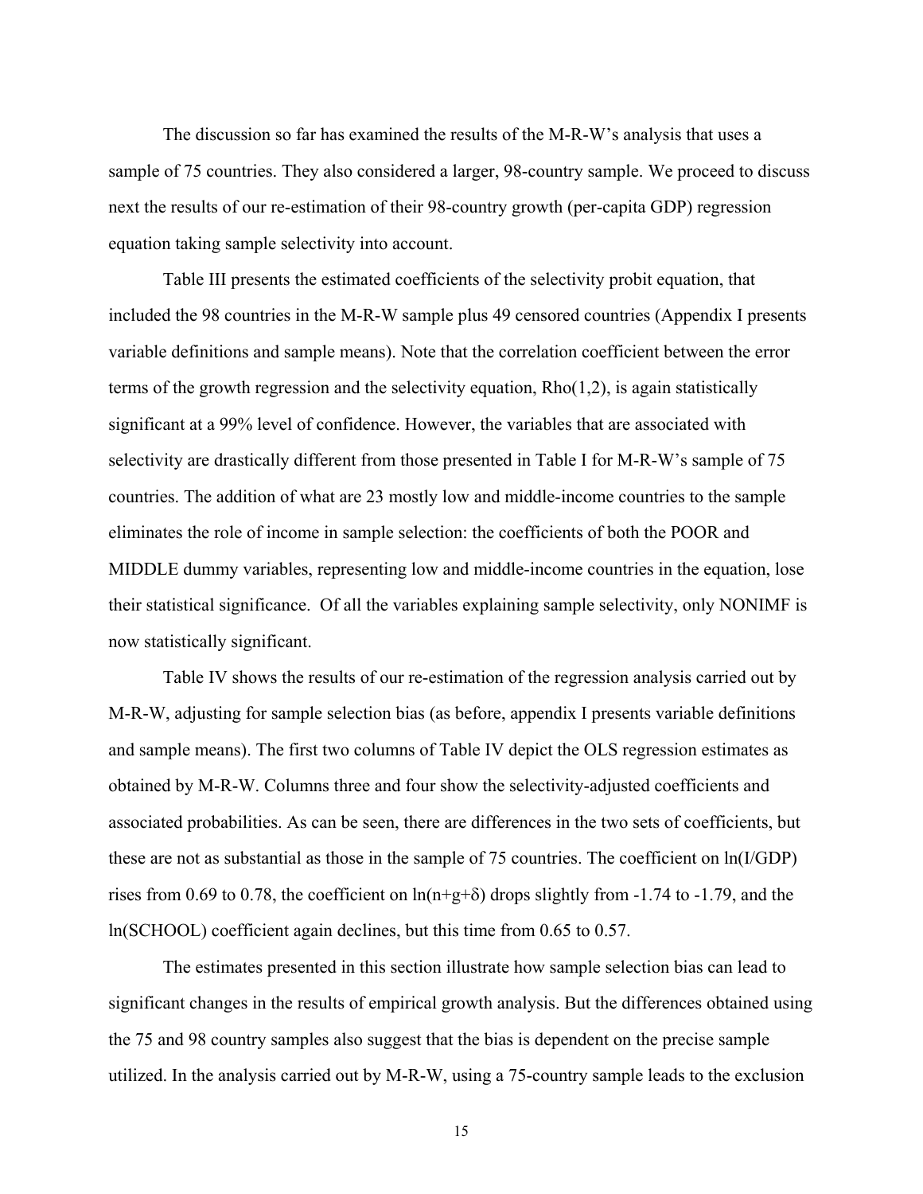The discussion so far has examined the results of the M-R-W's analysis that uses a sample of 75 countries. They also considered a larger, 98-country sample. We proceed to discuss next the results of our re-estimation of their 98-country growth (per-capita GDP) regression equation taking sample selectivity into account.

Table III presents the estimated coefficients of the selectivity probit equation, that included the 98 countries in the M-R-W sample plus 49 censored countries (Appendix I presents variable definitions and sample means). Note that the correlation coefficient between the error terms of the growth regression and the selectivity equation, Rho(1,2), is again statistically significant at a 99% level of confidence. However, the variables that are associated with selectivity are drastically different from those presented in Table I for M-R-W's sample of 75 countries. The addition of what are 23 mostly low and middle-income countries to the sample eliminates the role of income in sample selection: the coefficients of both the POOR and MIDDLE dummy variables, representing low and middle-income countries in the equation, lose their statistical significance. Of all the variables explaining sample selectivity, only NONIMF is now statistically significant.

Table IV shows the results of our re-estimation of the regression analysis carried out by M-R-W, adjusting for sample selection bias (as before, appendix I presents variable definitions and sample means). The first two columns of Table IV depict the OLS regression estimates as obtained by M-R-W. Columns three and four show the selectivity-adjusted coefficients and associated probabilities. As can be seen, there are differences in the two sets of coefficients, but these are not as substantial as those in the sample of 75 countries. The coefficient on ln(I/GDP) rises from 0.69 to 0.78, the coefficient on ln($n$+$g$+$\delta$) drops slightly from -1.74 to -1.79, and the ln(SCHOOL) coefficient again declines, but this time from 0.65 to 0.57.

The estimates presented in this section illustrate how sample selection bias can lead to significant changes in the results of empirical growth analysis. But the differences obtained using the 75 and 98 country samples also suggest that the bias is dependent on the precise sample utilized. In the analysis carried out by M-R-W, using a 75-country sample leads to the exclusion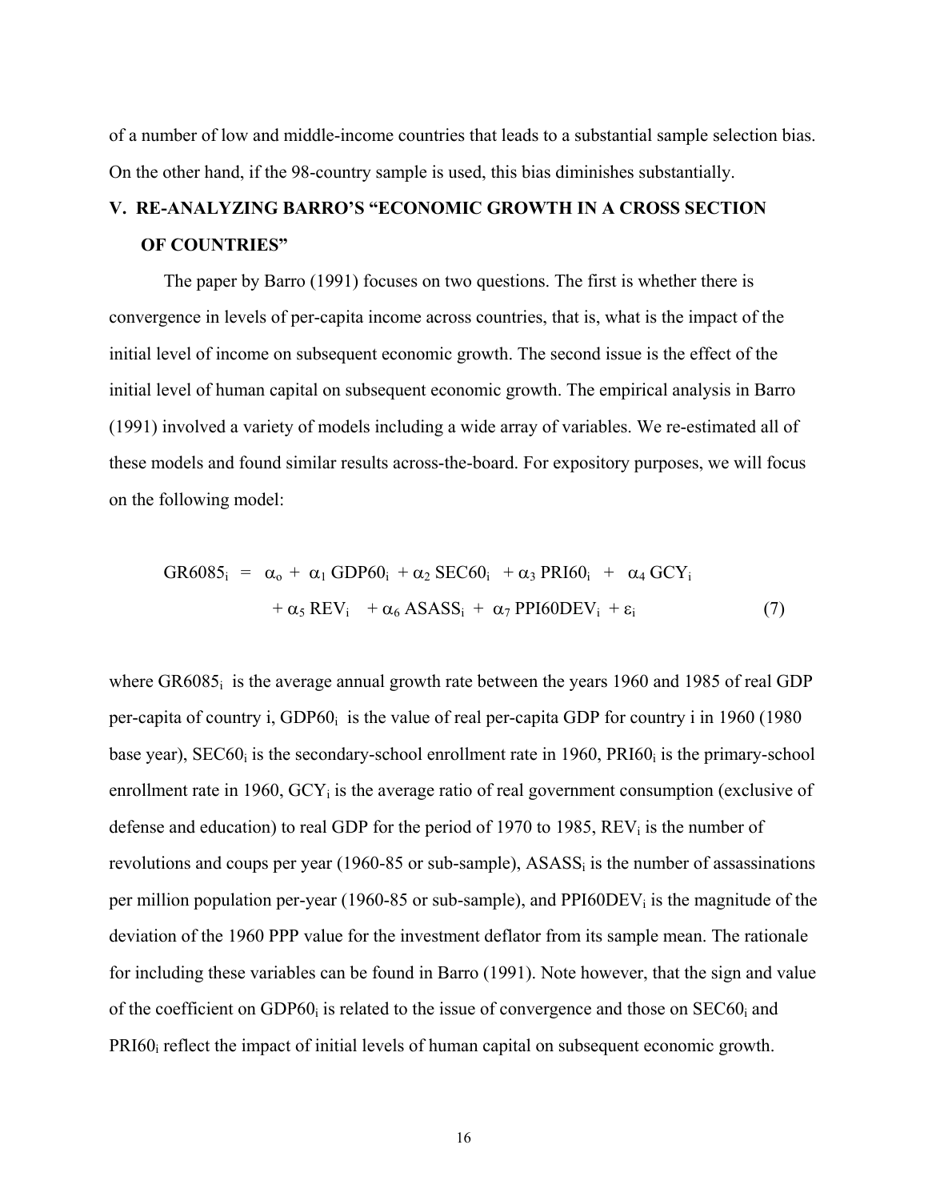of a number of low and middle-income countries that leads to a substantial sample selection bias. On the other hand, if the 98-country sample is used, this bias diminishes substantially.

## V. RE-ANALYZING BARRO'S "ECONOMIC GROWTH IN A CROSS SECTION OF COUNTRIES"

The paper by Barro (1991) focuses on two questions. The first is whether there is convergence in levels of per-capita income across countries, that is, what is the impact of the initial level of income on subsequent economic growth. The second issue is the effect of the initial level of human capital on subsequent economic growth. The empirical analysis in Barro (1991) involved a variety of models including a wide array of variables. We re-estimated all of these models and found similar results across-the-board. For expository purposes, we will focus on the following model:

$$GR6085_i = \alpha_o + \alpha_1 \, GDP60_i + \alpha_2 \, SEC60_i + \alpha_3 \, PRI60_i + \alpha_4 \, GCY_i + \alpha_5 \, REV_i + \alpha_6 \, ASASS_i + \alpha_7 \, PPI60DEV_i + \varepsilon_i \qquad (7)$$

where $GR6085_i$ is the average annual growth rate between the years 1960 and 1985 of real GDP per-capita of country i, $GDP60_i$ is the value of real per-capita GDP for country i in 1960 (1980 base year), $SEC60_i$ is the secondary-school enrollment rate in 1960, $PRI60_i$ is the primary-school enrollment rate in 1960, $GCY_i$ is the average ratio of real government consumption (exclusive of defense and education) to real GDP for the period of 1970 to 1985, $REV_i$ is the number of revolutions and coups per year (1960-85 or sub-sample), $ASASS_i$ is the number of assassinations per million population per-year (1960-85 or sub-sample), and $PPI60DEV_i$ is the magnitude of the deviation of the 1960 PPP value for the investment deflator from its sample mean. The rationale for including these variables can be found in Barro (1991). Note however, that the sign and value of the coefficient on $GDP60_i$ is related to the issue of convergence and those on $SEC60_i$ and $PRI60_i$ reflect the impact of initial levels of human capital on subsequent economic growth.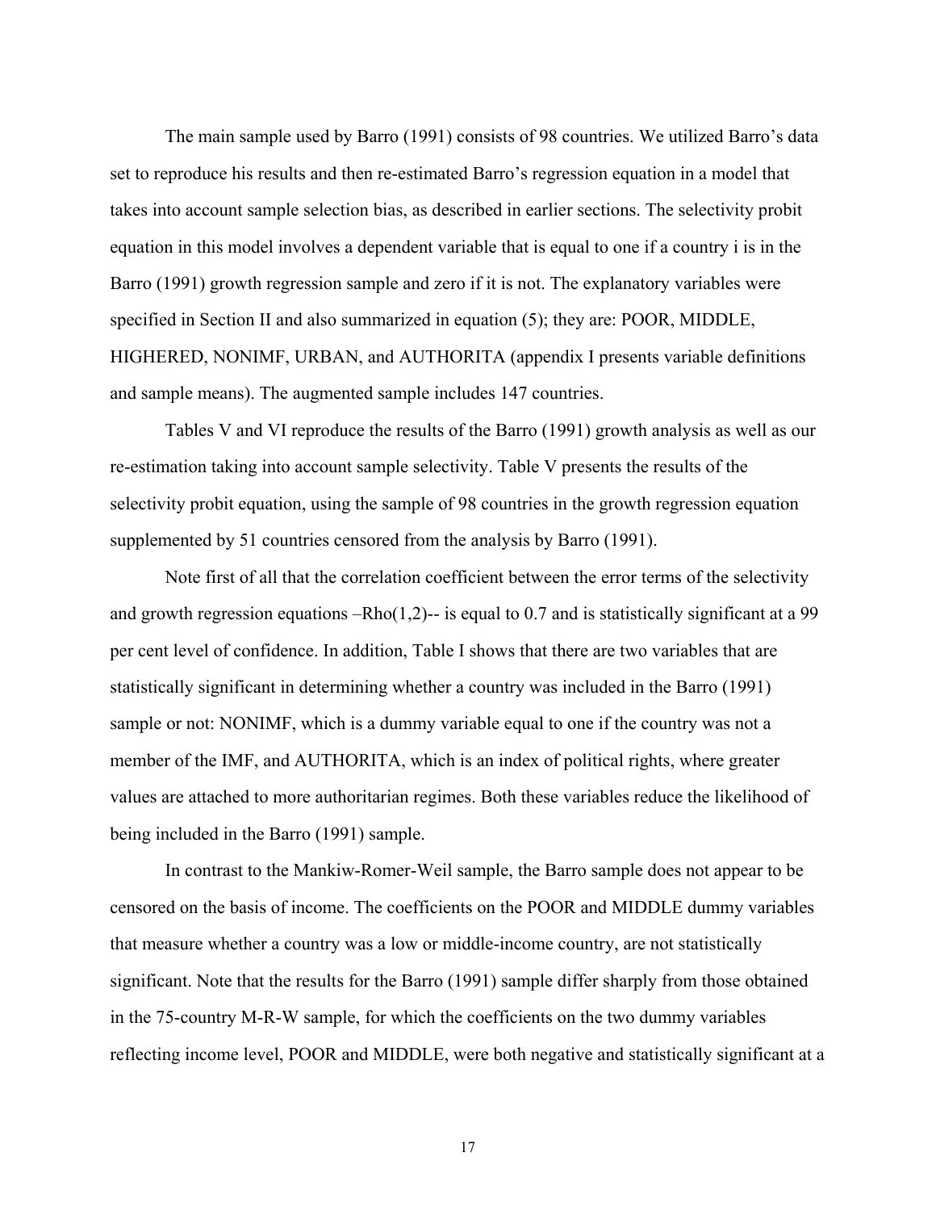The main sample used by Barro (1991) consists of 98 countries. We utilized Barro's data set to reproduce his results and then re-estimated Barro's regression equation in a model that takes into account sample selection bias, as described in earlier sections. The selectivity probit equation in this model involves a dependent variable that is equal to one if a country i is in the Barro (1991) growth regression sample and zero if it is not. The explanatory variables were specified in Section II and also summarized in equation (5); they are: POOR, MIDDLE, HIGHERED, NONIMF, URBAN, and AUTHORITA (appendix I presents variable definitions and sample means). The augmented sample includes 147 countries.

Tables V and VI reproduce the results of the Barro (1991) growth analysis as well as our re-estimation taking into account sample selectivity. Table V presents the results of the selectivity probit equation, using the sample of 98 countries in the growth regression equation supplemented by 51 countries censored from the analysis by Barro (1991).

Note first of all that the correlation coefficient between the error terms of the selectivity and growth regression equations –Rho(1,2)-- is equal to 0.7 and is statistically significant at a 99 per cent level of confidence. In addition, Table I shows that there are two variables that are statistically significant in determining whether a country was included in the Barro (1991) sample or not: NONIMF, which is a dummy variable equal to one if the country was not a member of the IMF, and AUTHORITA, which is an index of political rights, where greater values are attached to more authoritarian regimes. Both these variables reduce the likelihood of being included in the Barro (1991) sample.

In contrast to the Mankiw-Romer-Weil sample, the Barro sample does not appear to be censored on the basis of income. The coefficients on the POOR and MIDDLE dummy variables that measure whether a country was a low or middle-income country, are not statistically significant. Note that the results for the Barro (1991) sample differ sharply from those obtained in the 75-country M-R-W sample, for which the coefficients on the two dummy variables reflecting income level, POOR and MIDDLE, were both negative and statistically significant at a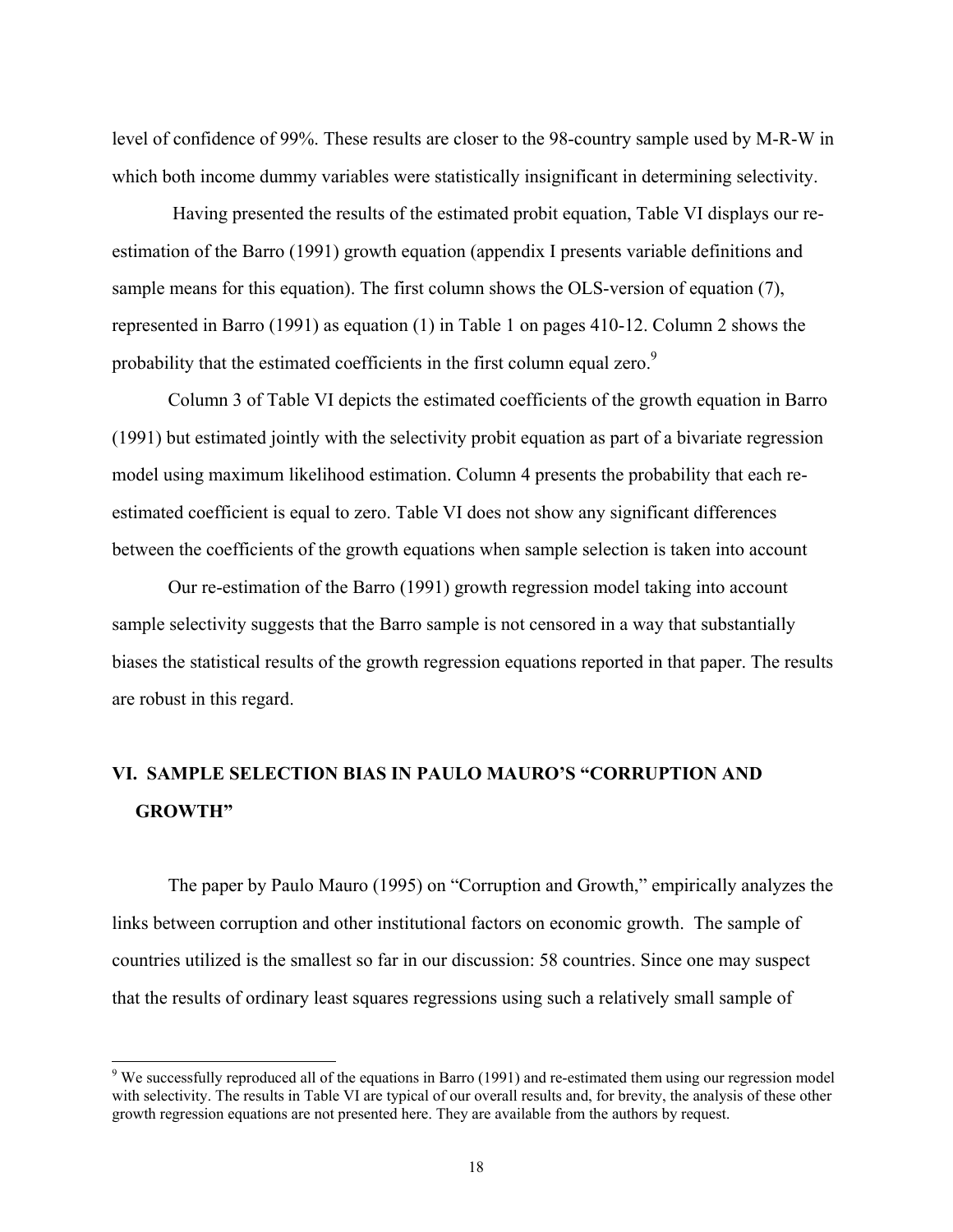level of confidence of 99%. These results are closer to the 98-country sample used by M-R-W in which both income dummy variables were statistically insignificant in determining selectivity.

Having presented the results of the estimated probit equation, Table VI displays our re-estimation of the Barro (1991) growth equation (appendix I presents variable definitions and sample means for this equation). The first column shows the OLS-version of equation (7), represented in Barro (1991) as equation (1) in Table 1 on pages 410-12. Column 2 shows the probability that the estimated coefficients in the first column equal zero.[9]

Column 3 of Table VI depicts the estimated coefficients of the growth equation in Barro (1991) but estimated jointly with the selectivity probit equation as part of a bivariate regression model using maximum likelihood estimation. Column 4 presents the probability that each re-estimated coefficient is equal to zero. Table VI does not show any significant differences between the coefficients of the growth equations when sample selection is taken into account

Our re-estimation of the Barro (1991) growth regression model taking into account sample selectivity suggests that the Barro sample is not censored in a way that substantially biases the statistical results of the growth regression equations reported in that paper. The results are robust in this regard.

## VI. SAMPLE SELECTION BIAS IN PAULO MAURO'S "CORRUPTION AND GROWTH"

The paper by Paulo Mauro (1995) on "Corruption and Growth," empirically analyzes the links between corruption and other institutional factors on economic growth. The sample of countries utilized is the smallest so far in our discussion: 58 countries. Since one may suspect that the results of ordinary least squares regressions using such a relatively small sample of

[9] We successfully reproduced all of the equations in Barro (1991) and re-estimated them using our regression model with selectivity. The results in Table VI are typical of our overall results and, for brevity, the analysis of these other growth regression equations are not presented here. They are available from the authors by request.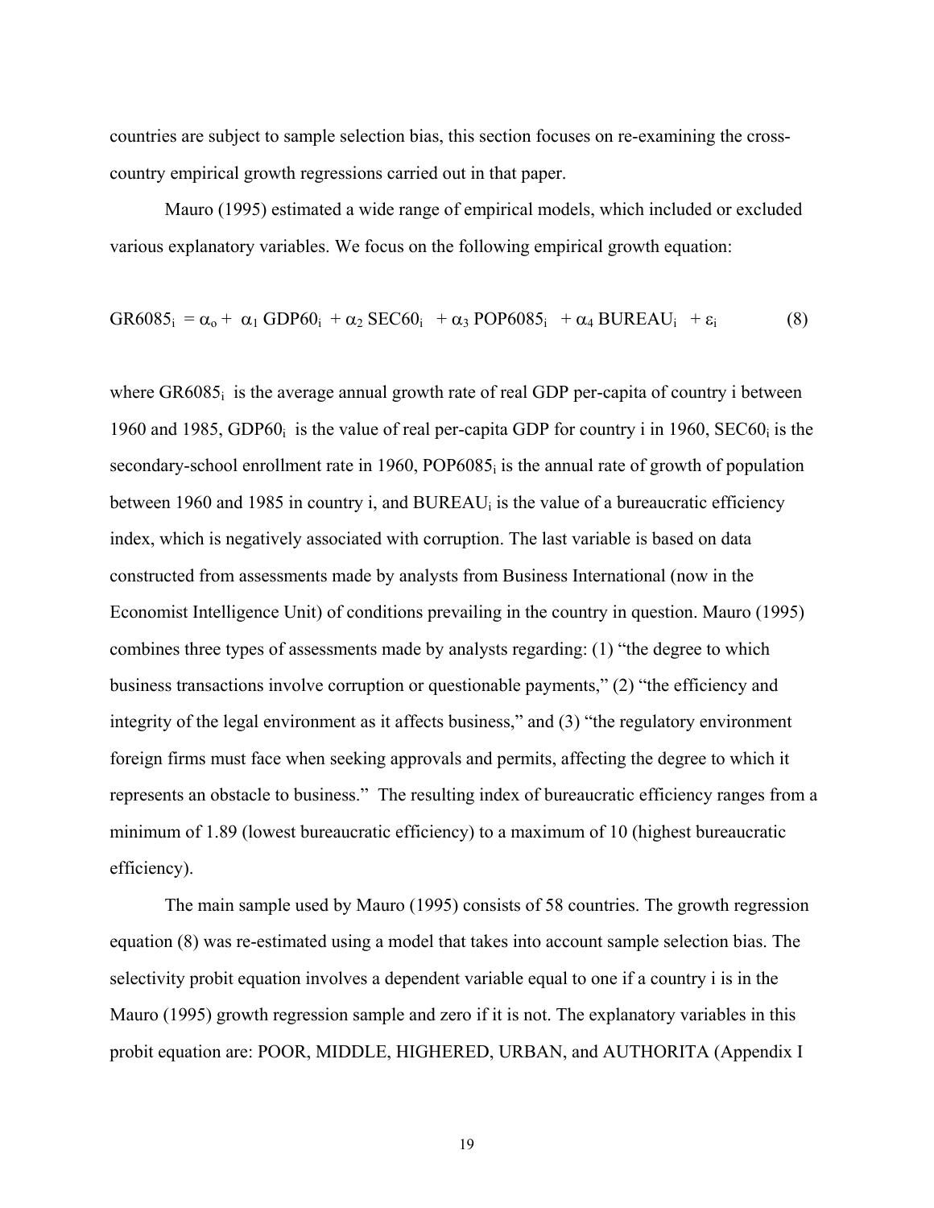countries are subject to sample selection bias, this section focuses on re-examining the cross-country empirical growth regressions carried out in that paper.

Mauro (1995) estimated a wide range of empirical models, which included or excluded various explanatory variables. We focus on the following empirical growth equation:

$$GR6085_i = \alpha_o + \alpha_1 \, GDP60_i + \alpha_2 \, SEC60_i + \alpha_3 \, POP6085_i + \alpha_4 \, BUREAU_i + \varepsilon_i \qquad (8)$$

where $GR6085_i$ is the average annual growth rate of real GDP per-capita of country i between 1960 and 1985, $GDP60_i$ is the value of real per-capita GDP for country i in 1960, $SEC60_i$ is the secondary-school enrollment rate in 1960, $POP6085_i$ is the annual rate of growth of population between 1960 and 1985 in country i, and $BUREAU_i$ is the value of a bureaucratic efficiency index, which is negatively associated with corruption. The last variable is based on data constructed from assessments made by analysts from Business International (now in the Economist Intelligence Unit) of conditions prevailing in the country in question. Mauro (1995) combines three types of assessments made by analysts regarding: (1) "the degree to which business transactions involve corruption or questionable payments," (2) "the efficiency and integrity of the legal environment as it affects business," and (3) "the regulatory environment foreign firms must face when seeking approvals and permits, affecting the degree to which it represents an obstacle to business." The resulting index of bureaucratic efficiency ranges from a minimum of 1.89 (lowest bureaucratic efficiency) to a maximum of 10 (highest bureaucratic efficiency).

The main sample used by Mauro (1995) consists of 58 countries. The growth regression equation (8) was re-estimated using a model that takes into account sample selection bias. The selectivity probit equation involves a dependent variable equal to one if a country i is in the Mauro (1995) growth regression sample and zero if it is not. The explanatory variables in this probit equation are: POOR, MIDDLE, HIGHERED, URBAN, and AUTHORITA (Appendix I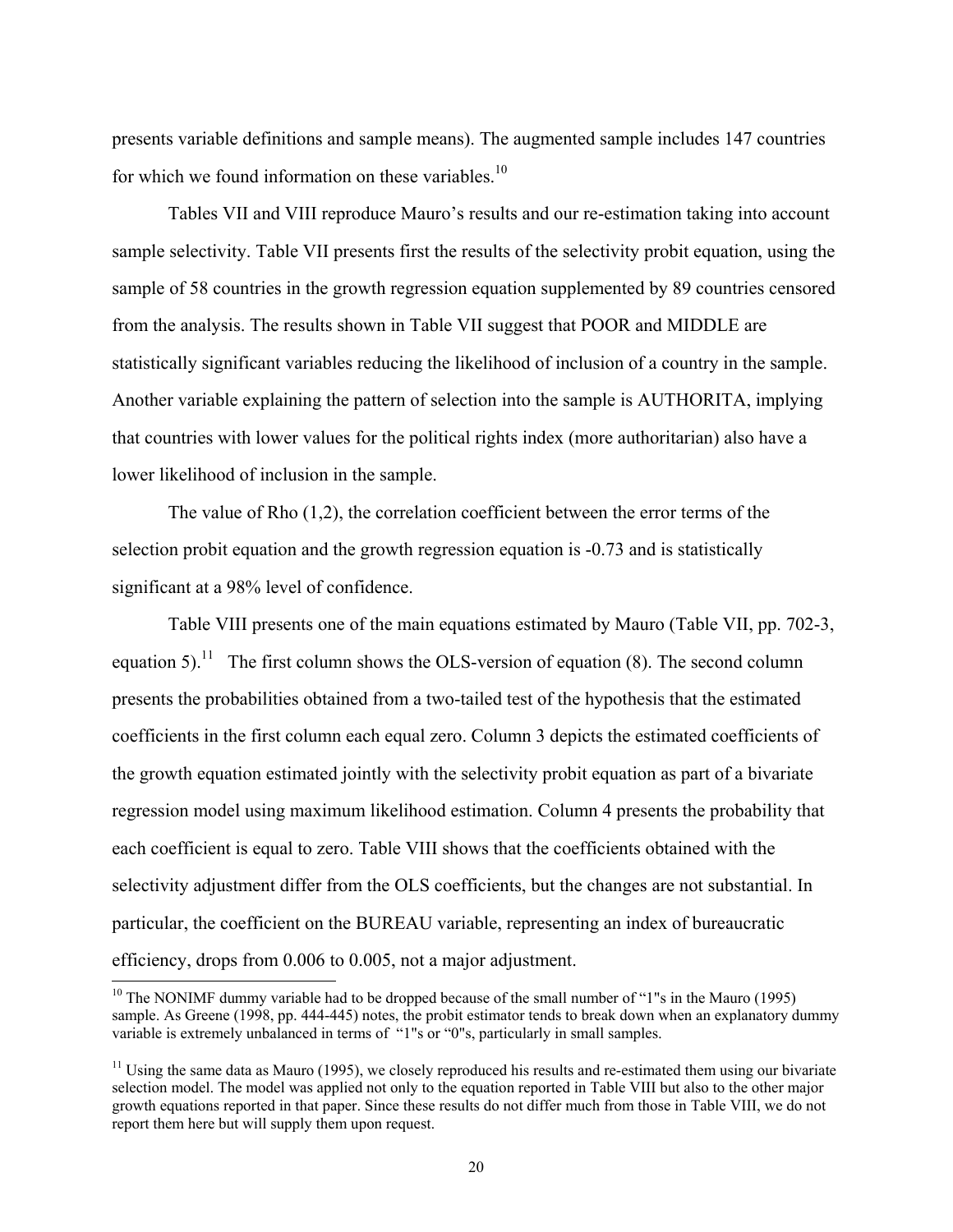presents variable definitions and sample means). The augmented sample includes 147 countries for which we found information on these variables.[10]

Tables VII and VIII reproduce Mauro's results and our re-estimation taking into account sample selectivity. Table VII presents first the results of the selectivity probit equation, using the sample of 58 countries in the growth regression equation supplemented by 89 countries censored from the analysis. The results shown in Table VII suggest that POOR and MIDDLE are statistically significant variables reducing the likelihood of inclusion of a country in the sample. Another variable explaining the pattern of selection into the sample is AUTHORITA, implying that countries with lower values for the political rights index (more authoritarian) also have a lower likelihood of inclusion in the sample.

The value of Rho (1,2), the correlation coefficient between the error terms of the selection probit equation and the growth regression equation is -0.73 and is statistically significant at a 98% level of confidence.

Table VIII presents one of the main equations estimated by Mauro (Table VII, pp. 702-3, equation 5).[11] The first column shows the OLS-version of equation (8). The second column presents the probabilities obtained from a two-tailed test of the hypothesis that the estimated coefficients in the first column each equal zero. Column 3 depicts the estimated coefficients of the growth equation estimated jointly with the selectivity probit equation as part of a bivariate regression model using maximum likelihood estimation. Column 4 presents the probability that each coefficient is equal to zero. Table VIII shows that the coefficients obtained with the selectivity adjustment differ from the OLS coefficients, but the changes are not substantial. In particular, the coefficient on the BUREAU variable, representing an index of bureaucratic efficiency, drops from 0.006 to 0.005, not a major adjustment.

[10] The NONIMF dummy variable had to be dropped because of the small number of "1"s in the Mauro (1995) sample. As Greene (1998, pp. 444-445) notes, the probit estimator tends to break down when an explanatory dummy variable is extremely unbalanced in terms of "1"s or "0"s, particularly in small samples.

[11] Using the same data as Mauro (1995), we closely reproduced his results and re-estimated them using our bivariate selection model. The model was applied not only to the equation reported in Table VIII but also to the other major growth equations reported in that paper. Since these results do not differ much from those in Table VIII, we do not report them here but will supply them upon request.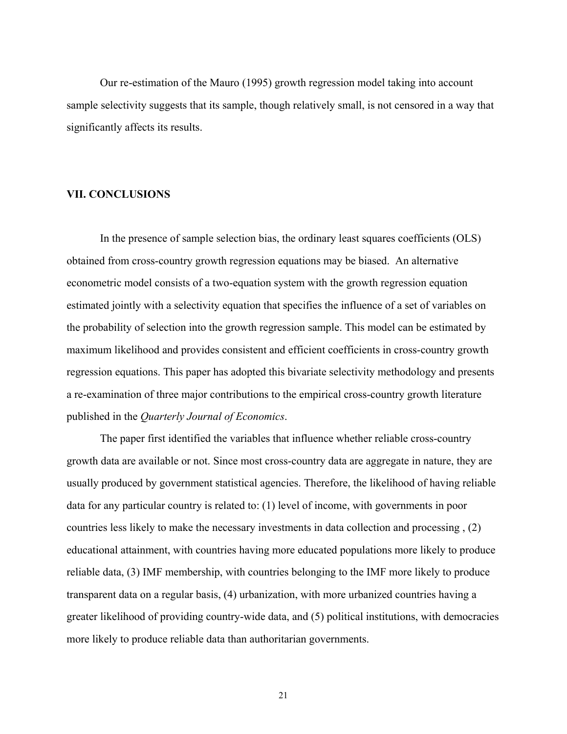Our re-estimation of the Mauro (1995) growth regression model taking into account sample selectivity suggests that its sample, though relatively small, is not censored in a way that significantly affects its results.

## VII. CONCLUSIONS

In the presence of sample selection bias, the ordinary least squares coefficients (OLS) obtained from cross-country growth regression equations may be biased. An alternative econometric model consists of a two-equation system with the growth regression equation estimated jointly with a selectivity equation that specifies the influence of a set of variables on the probability of selection into the growth regression sample. This model can be estimated by maximum likelihood and provides consistent and efficient coefficients in cross-country growth regression equations. This paper has adopted this bivariate selectivity methodology and presents a re-examination of three major contributions to the empirical cross-country growth literature published in the *Quarterly Journal of Economics*.

The paper first identified the variables that influence whether reliable cross-country growth data are available or not. Since most cross-country data are aggregate in nature, they are usually produced by government statistical agencies. Therefore, the likelihood of having reliable data for any particular country is related to: (1) level of income, with governments in poor countries less likely to make the necessary investments in data collection and processing , (2) educational attainment, with countries having more educated populations more likely to produce reliable data, (3) IMF membership, with countries belonging to the IMF more likely to produce transparent data on a regular basis, (4) urbanization, with more urbanized countries having a greater likelihood of providing country-wide data, and (5) political institutions, with democracies more likely to produce reliable data than authoritarian governments.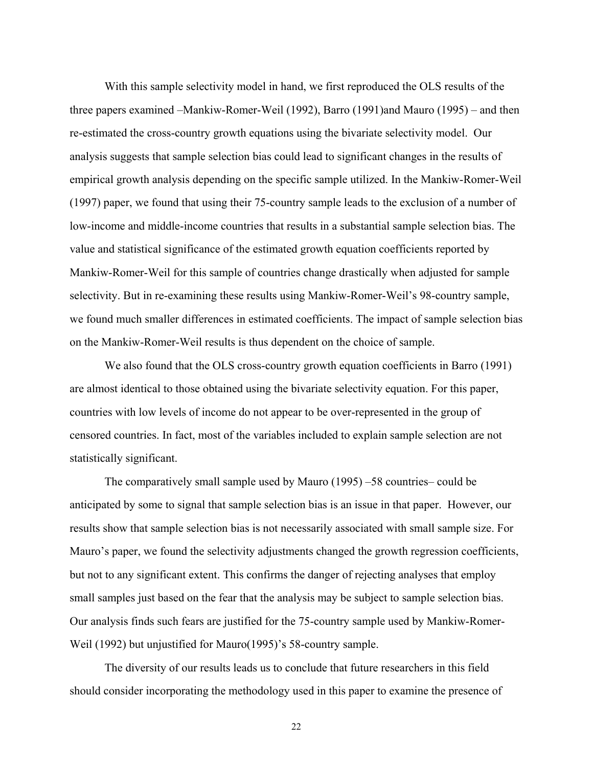With this sample selectivity model in hand, we first reproduced the OLS results of the three papers examined –Mankiw-Romer-Weil (1992), Barro (1991)and Mauro (1995) – and then re-estimated the cross-country growth equations using the bivariate selectivity model. Our analysis suggests that sample selection bias could lead to significant changes in the results of empirical growth analysis depending on the specific sample utilized. In the Mankiw-Romer-Weil (1997) paper, we found that using their 75-country sample leads to the exclusion of a number of low-income and middle-income countries that results in a substantial sample selection bias. The value and statistical significance of the estimated growth equation coefficients reported by Mankiw-Romer-Weil for this sample of countries change drastically when adjusted for sample selectivity. But in re-examining these results using Mankiw-Romer-Weil's 98-country sample, we found much smaller differences in estimated coefficients. The impact of sample selection bias on the Mankiw-Romer-Weil results is thus dependent on the choice of sample.

We also found that the OLS cross-country growth equation coefficients in Barro (1991) are almost identical to those obtained using the bivariate selectivity equation. For this paper, countries with low levels of income do not appear to be over-represented in the group of censored countries. In fact, most of the variables included to explain sample selection are not statistically significant.

The comparatively small sample used by Mauro (1995) –58 countries– could be anticipated by some to signal that sample selection bias is an issue in that paper. However, our results show that sample selection bias is not necessarily associated with small sample size. For Mauro's paper, we found the selectivity adjustments changed the growth regression coefficients, but not to any significant extent. This confirms the danger of rejecting analyses that employ small samples just based on the fear that the analysis may be subject to sample selection bias. Our analysis finds such fears are justified for the 75-country sample used by Mankiw-Romer-Weil (1992) but unjustified for Mauro(1995)'s 58-country sample.

The diversity of our results leads us to conclude that future researchers in this field should consider incorporating the methodology used in this paper to examine the presence of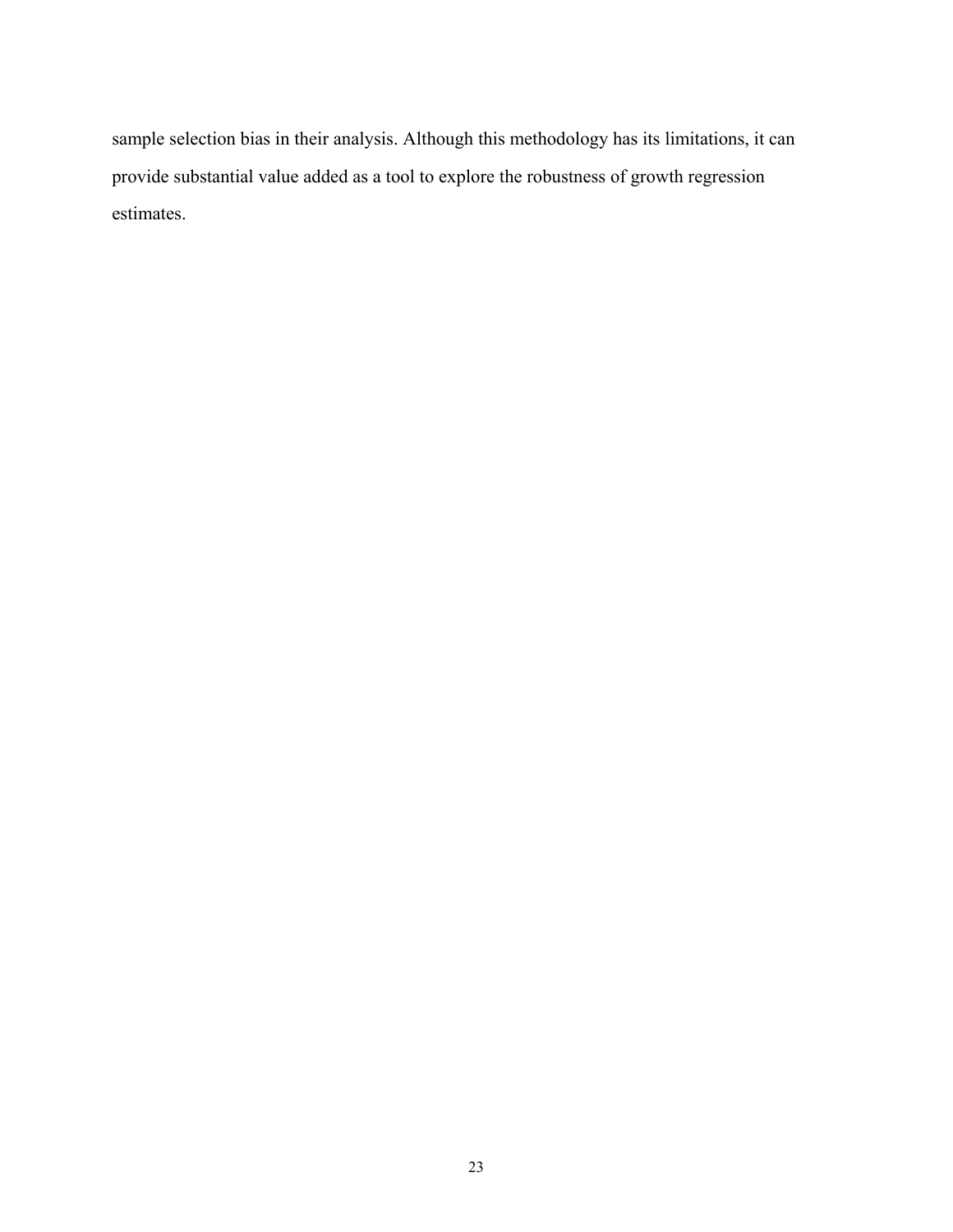sample selection bias in their analysis. Although this methodology has its limitations, it can provide substantial value added as a tool to explore the robustness of growth regression estimates.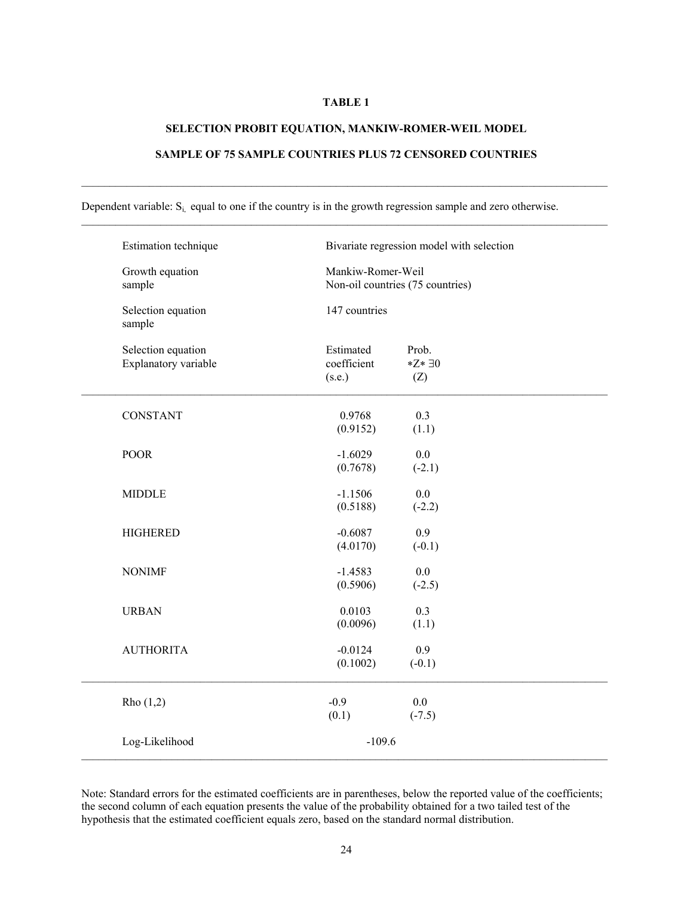**TABLE 1**

**SELECTION PROBIT EQUATION, MANKIW-ROMER-WEIL MODEL**

**SAMPLE OF 75 SAMPLE COUNTRIES PLUS 72 CENSORED COUNTRIES**

Dependent variable: $S_i$, equal to one if the country is in the growth regression sample and zero otherwise.

| | | |
|---|---|---|
| Estimation technique | Bivariate regression model with selection | |
| Growth equation sample | Mankiw-Romer-Weil Non-oil countries (75 countries) | |
| Selection equation sample | 147 countries | |
| Selection equation Explanatory variable | Estimated coefficient (s.e.) | Prob. ∗Z∗ ∃0 (Z) |
| CONSTANT | 0.9768 (0.9152) | 0.3 (1.1) |
| POOR | -1.6029 (0.7678) | 0.0 (-2.1) |
| MIDDLE | -1.1506 (0.5188) | 0.0 (-2.2) |
| HIGHERED | -0.6087 (4.0170) | 0.9 (-0.1) |
| NONIMF | -1.4583 (0.5906) | 0.0 (-2.5) |
| URBAN | 0.0103 (0.0096) | 0.3 (1.1) |
| AUTHORITA | -0.0124 (0.1002) | 0.9 (-0.1) |
| Rho (1,2) | -0.9 (0.1) | 0.0 (-7.5) |
| Log-Likelihood | -109.6 | |

Note: Standard errors for the estimated coefficients are in parentheses, below the reported value of the coefficients; the second column of each equation presents the value of the probability obtained for a two tailed test of the hypothesis that the estimated coefficient equals zero, based on the standard normal distribution.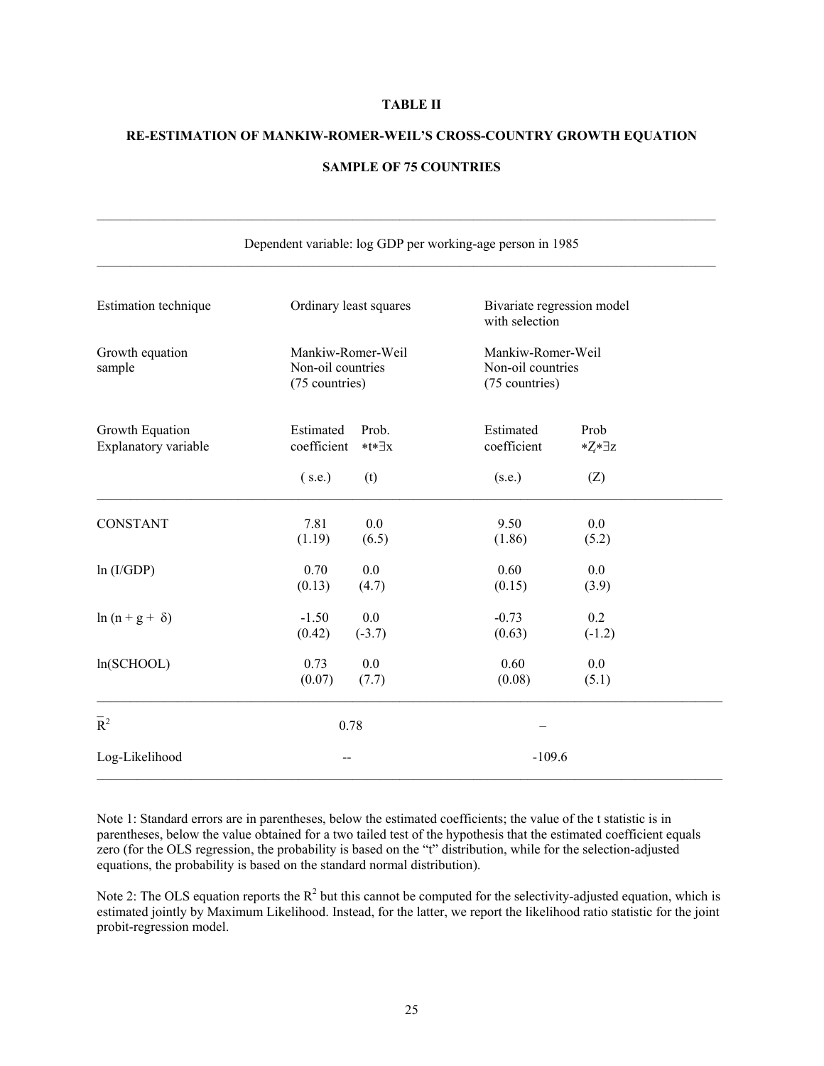**TABLE II**

**RE-ESTIMATION OF MANKIW-ROMER-WEIL'S CROSS-COUNTRY GROWTH EQUATION**

**SAMPLE OF 75 COUNTRIES**

| Dependent variable: log GDP per working-age person in 1985 | | | | |
|---|---|---|---|---|
| Estimation technique | Ordinary least squares | | Bivariate regression model with selection | |
| Growth equation sample | Mankiw-Romer-Weil Non-oil countries (75 countries) | | Mankiw-Romer-Weil Non-oil countries (75 countries) | |
| Growth Equation Explanatory variable | Estimated coefficient ( s.e.) | Prob. *t*∃x (t) | Estimated coefficient (s.e.) | Prob *Z*∃z (Z) |
| CONSTANT | 7.81 (1.19) | 0.0 (6.5) | 9.50 (1.86) | 0.0 (5.2) |
| ln (I/GDP) | 0.70 (0.13) | 0.0 (4.7) | 0.60 (0.15) | 0.0 (3.9) |
| $\ln(n + g + \delta)$ | -1.50 (0.42) | 0.0 (-3.7) | -0.73 (0.63) | 0.2 (-1.2) |
| ln(SCHOOL) | 0.73 (0.07) | 0.0 (7.7) | 0.60 (0.08) | 0.0 (5.1) |
| $\bar{R}^2$ | 0.78 | | – | |
| Log-Likelihood | -- | | -109.6 | |

Note 1: Standard errors are in parentheses, below the estimated coefficients; the value of the t statistic is in parentheses, below the value obtained for a two tailed test of the hypothesis that the estimated coefficient equals zero (for the OLS regression, the probability is based on the "t" distribution, while for the selection-adjusted equations, the probability is based on the standard normal distribution).

Note 2: The OLS equation reports the $R^2$ but this cannot be computed for the selectivity-adjusted equation, which is estimated jointly by Maximum Likelihood. Instead, for the latter, we report the likelihood ratio statistic for the joint probit-regression model.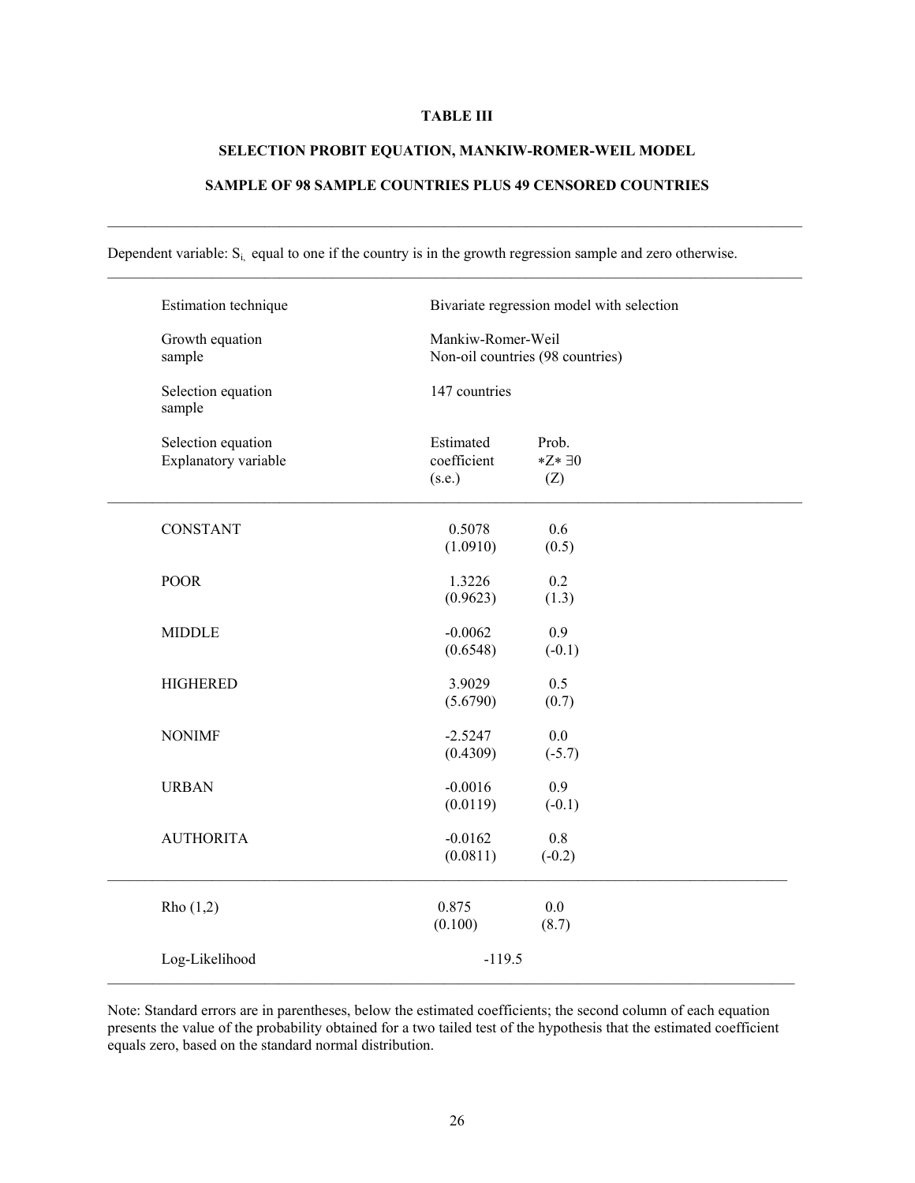**TABLE III**

**SELECTION PROBIT EQUATION, MANKIW-ROMER-WEIL MODEL**

**SAMPLE OF 98 SAMPLE COUNTRIES PLUS 49 CENSORED COUNTRIES**

Dependent variable: $S_i$, equal to one if the country is in the growth regression sample and zero otherwise.

| | | |
|---|---|---|
| Estimation technique | Bivariate regression model with selection | |
| Growth equation sample | Mankiw-Romer-Weil<br>Non-oil countries (98 countries) | |
| Selection equation sample | 147 countries | |
| Selection equation Explanatory variable | Estimated coefficient (s.e.) | Prob. ∗Z∗ ∃0 (Z) |
| CONSTANT | 0.5078<br>(1.0910) | 0.6<br>(0.5) |
| POOR | 1.3226<br>(0.9623) | 0.2<br>(1.3) |
| MIDDLE | -0.0062<br>(0.6548) | 0.9<br>(-0.1) |
| HIGHERED | 3.9029<br>(5.6790) | 0.5<br>(0.7) |
| NONIMF | -2.5247<br>(0.4309) | 0.0<br>(-5.7) |
| URBAN | -0.0016<br>(0.0119) | 0.9<br>(-0.1) |
| AUTHORITA | -0.0162<br>(0.0811) | 0.8<br>(-0.2) |
| Rho (1,2) | 0.875<br>(0.100) | 0.0<br>(8.7) |
| Log-Likelihood | -119.5 | |

Note: Standard errors are in parentheses, below the estimated coefficients; the second column of each equation presents the value of the probability obtained for a two tailed test of the hypothesis that the estimated coefficient equals zero, based on the standard normal distribution.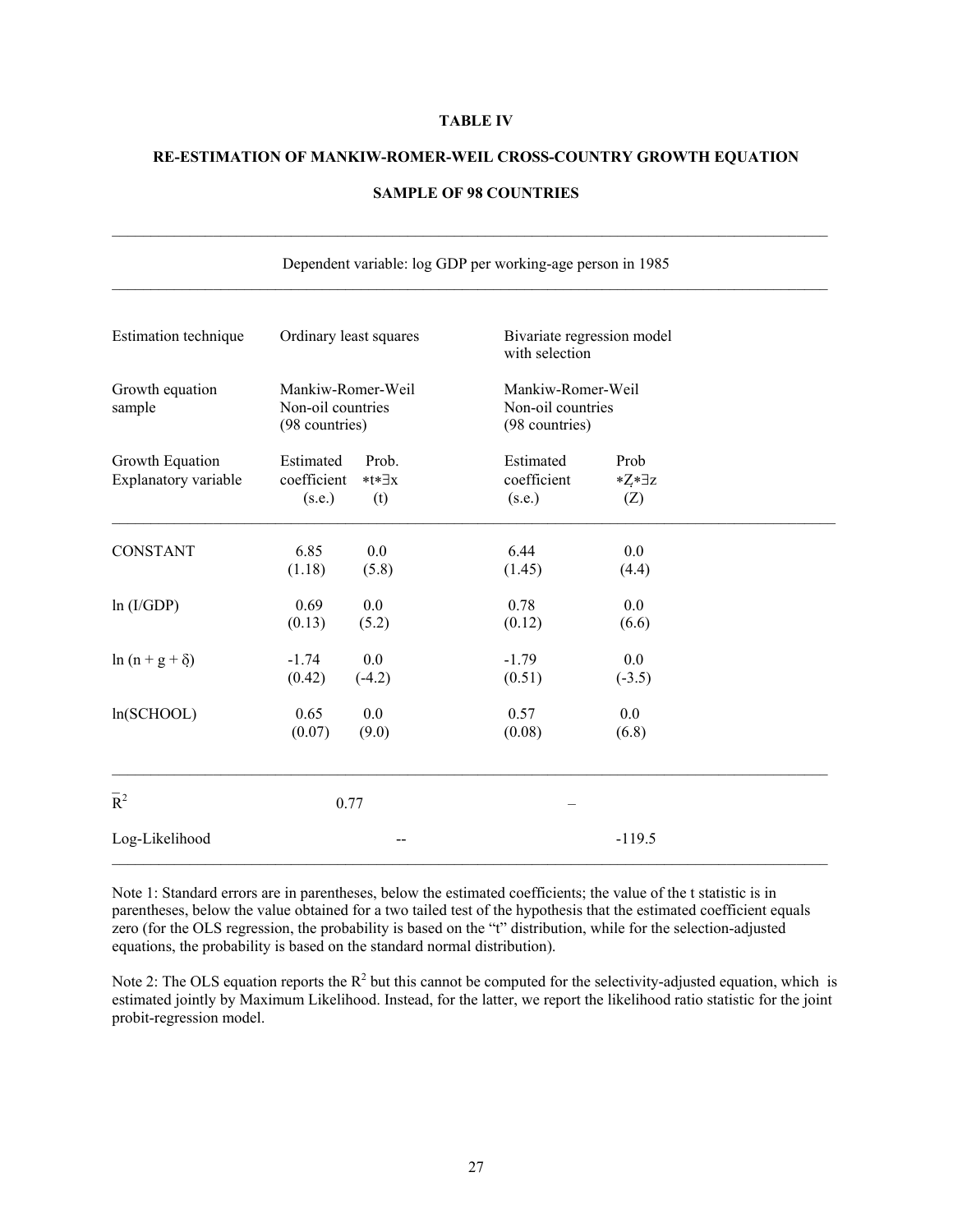**TABLE IV**

**RE-ESTIMATION OF MANKIW-ROMER-WEIL CROSS-COUNTRY GROWTH EQUATION**

**SAMPLE OF 98 COUNTRIES**

| Dependent variable: log GDP per working-age person in 1985 | | | | |
|---|---|---|---|---|
| Estimation technique | Ordinary least squares | | Bivariate regression model with selection | |
| Growth equation sample | Mankiw-Romer-Weil Non-oil countries (98 countries) | | Mankiw-Romer-Weil Non-oil countries (98 countries) | |
| Growth Equation Explanatory variable | Estimated coefficient (s.e.) | Prob. *t*∃x (t) | Estimated coefficient (s.e.) | Prob *Z*∃z (Z) |
| CONSTANT | 6.85 (1.18) | 0.0 (5.8) | 6.44 (1.45) | 0.0 (4.4) |
| ln (I/GDP) | 0.69 (0.13) | 0.0 (5.2) | 0.78 (0.12) | 0.0 (6.6) |
| $\ln (n + g + \delta)$ | -1.74 (0.42) | 0.0 (-4.2) | -1.79 (0.51) | 0.0 (-3.5) |
| ln(SCHOOL) | 0.65 (0.07) | 0.0 (9.0) | 0.57 (0.08) | 0.0 (6.8) |
| $\bar{R}^2$ | 0.77 | | – | |
| Log-Likelihood | -- | | -119.5 | |

Note 1: Standard errors are in parentheses, below the estimated coefficients; the value of the t statistic is in parentheses, below the value obtained for a two tailed test of the hypothesis that the estimated coefficient equals zero (for the OLS regression, the probability is based on the "t" distribution, while for the selection-adjusted equations, the probability is based on the standard normal distribution).

Note 2: The OLS equation reports the $R^2$ but this cannot be computed for the selectivity-adjusted equation, which is estimated jointly by Maximum Likelihood. Instead, for the latter, we report the likelihood ratio statistic for the joint probit-regression model.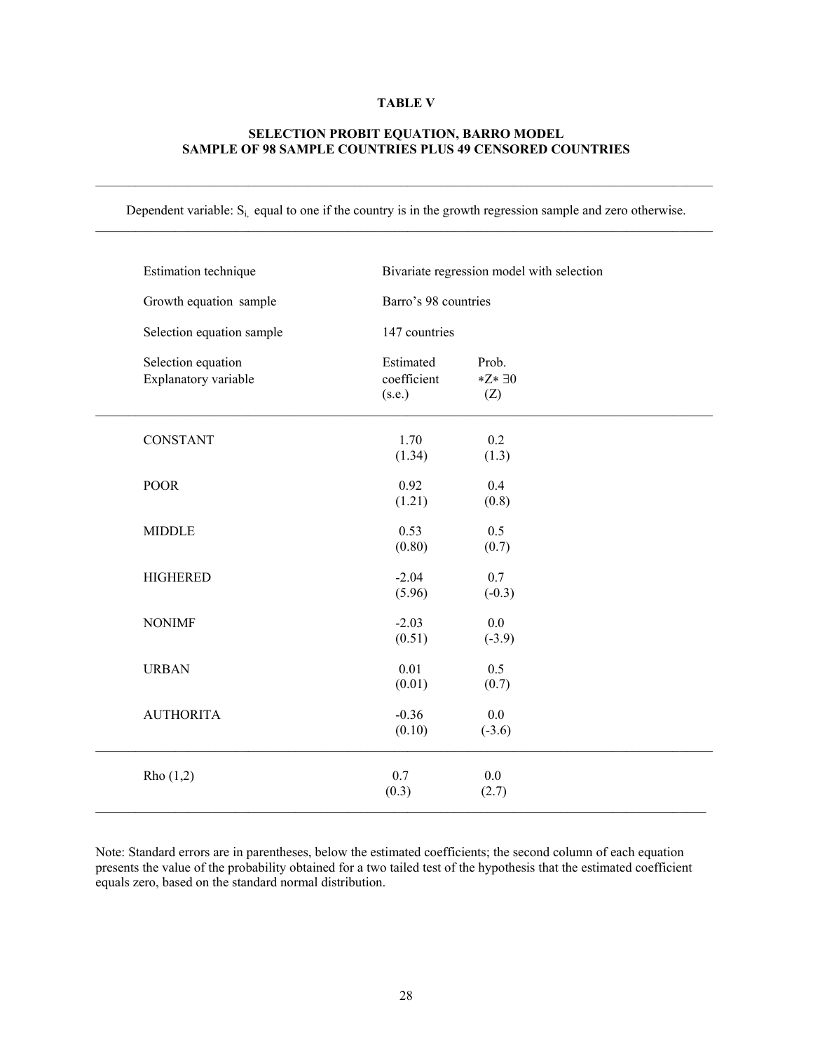**TABLE V**

**SELECTION PROBIT EQUATION, BARRO MODEL**
**SAMPLE OF 98 SAMPLE COUNTRIES PLUS 49 CENSORED COUNTRIES**

Dependent variable: $S_i$, equal to one if the country is in the growth regression sample and zero otherwise.

| | | |
|---|---|---|
| Estimation technique | Bivariate regression model with selection | |
| Growth equation sample | Barro's 98 countries | |
| Selection equation sample | 147 countries | |
| Selection equation Explanatory variable | Estimated coefficient (s.e.) | Prob. ∗Z∗ ∃0 (Z) |
| CONSTANT | 1.70 (1.34) | 0.2 (1.3) |
| POOR | 0.92 (1.21) | 0.4 (0.8) |
| MIDDLE | 0.53 (0.80) | 0.5 (0.7) |
| HIGHERED | -2.04 (5.96) | 0.7 (-0.3) |
| NONIMF | -2.03 (0.51) | 0.0 (-3.9) |
| URBAN | 0.01 (0.01) | 0.5 (0.7) |
| AUTHORITA | -0.36 (0.10) | 0.0 (-3.6) |
| Rho (1,2) | 0.7 (0.3) | 0.0 (2.7) |

Note: Standard errors are in parentheses, below the estimated coefficients; the second column of each equation presents the value of the probability obtained for a two tailed test of the hypothesis that the estimated coefficient equals zero, based on the standard normal distribution.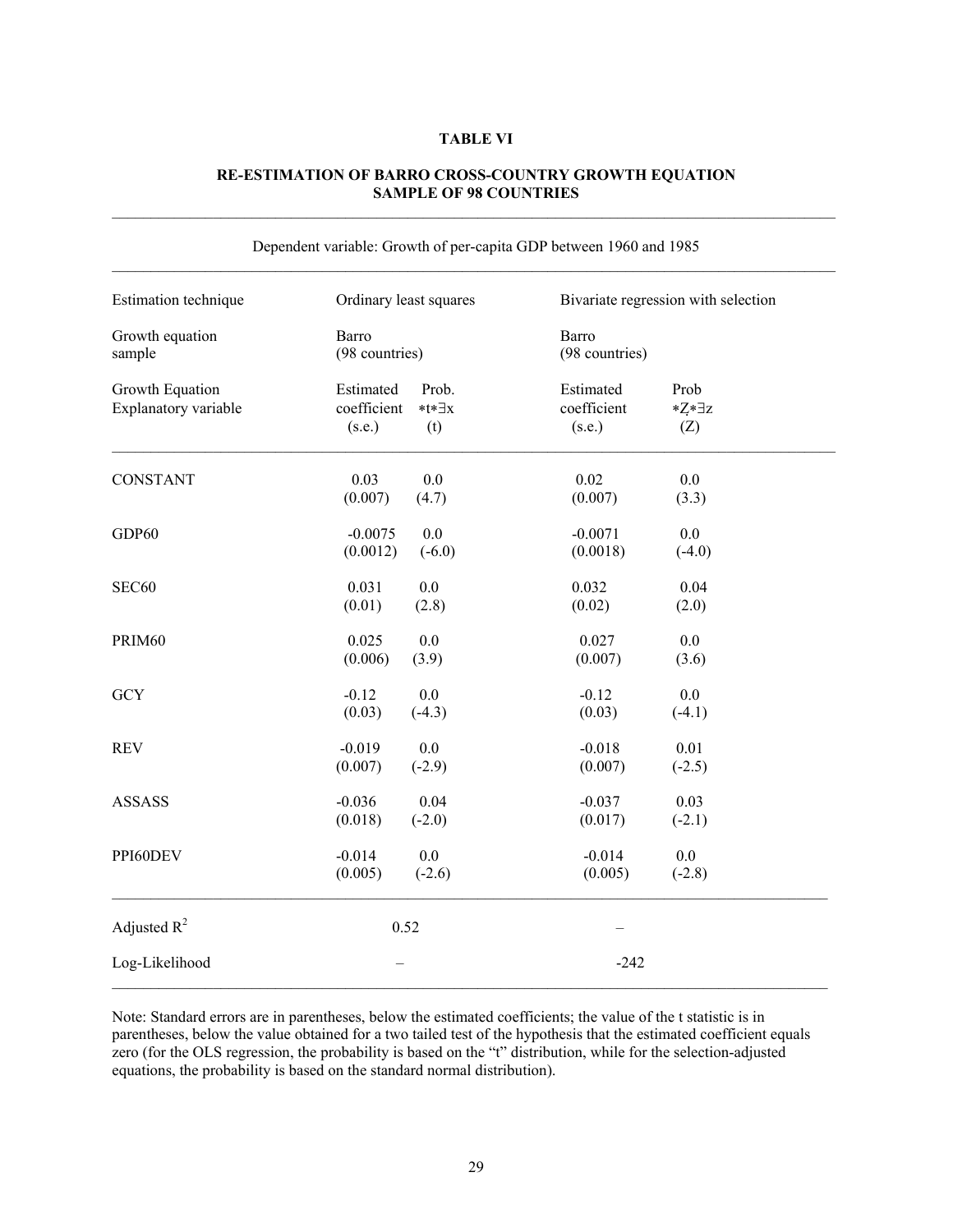**TABLE VI**

**RE-ESTIMATION OF BARRO CROSS-COUNTRY GROWTH EQUATION SAMPLE OF 98 COUNTRIES**

Dependent variable: Growth of per-capita GDP between 1960 and 1985

| Estimation technique | Ordinary least squares | | Bivariate regression with selection | |
|---|---|---|---|---|
| Growth equation sample | Barro (98 countries) | | Barro (98 countries) | |
| Growth Equation Explanatory variable | Estimated coefficient (s.e.) | Prob. $*t*\exists x$ (t) | Estimated coefficient (s.e.) | Prob $*Z*\exists z$ (Z) |
| CONSTANT | 0.03 (0.007) | 0.0 (4.7) | 0.02 (0.007) | 0.0 (3.3) |
| GDP60 | -0.0075 (0.0012) | 0.0 (-6.0) | -0.0071 (0.0018) | 0.0 (-4.0) |
| SEC60 | 0.031 (0.01) | 0.0 (2.8) | 0.032 (0.02) | 0.04 (2.0) |
| PRIM60 | 0.025 (0.006) | 0.0 (3.9) | 0.027 (0.007) | 0.0 (3.6) |
| GCY | -0.12 (0.03) | 0.0 (-4.3) | -0.12 (0.03) | 0.0 (-4.1) |
| REV | -0.019 (0.007) | 0.0 (-2.9) | -0.018 (0.007) | 0.01 (-2.5) |
| ASSASS | -0.036 (0.018) | 0.04 (-2.0) | -0.037 (0.017) | 0.03 (-2.1) |
| PPI60DEV | -0.014 (0.005) | 0.0 (-2.6) | -0.014 (0.005) | 0.0 (-2.8) |
| Adjusted $R^2$ | 0.52 | | – | |
| Log-Likelihood | – | | -242 | |

Note: Standard errors are in parentheses, below the estimated coefficients; the value of the t statistic is in parentheses, below the value obtained for a two tailed test of the hypothesis that the estimated coefficient equals zero (for the OLS regression, the probability is based on the "t" distribution, while for the selection-adjusted equations, the probability is based on the standard normal distribution).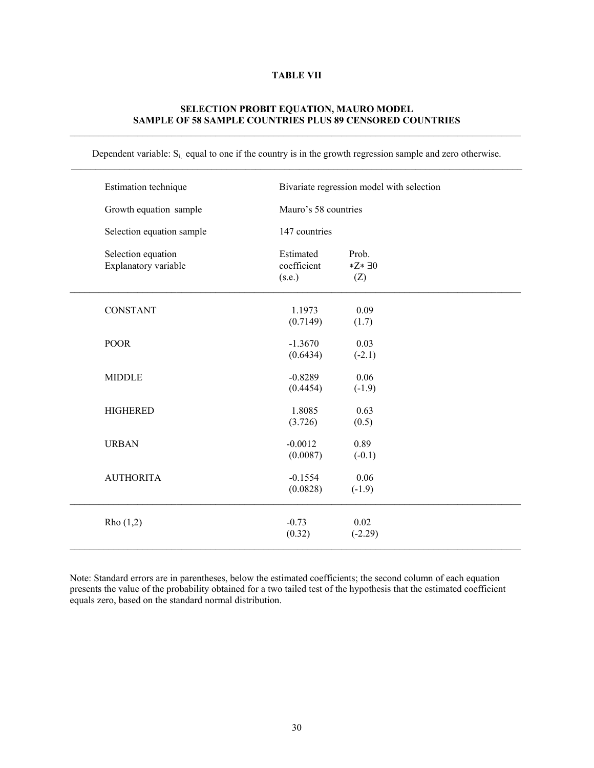**TABLE VII**

**SELECTION PROBIT EQUATION, MAURO MODEL**
**SAMPLE OF 58 SAMPLE COUNTRIES PLUS 89 CENSORED COUNTRIES**

Dependent variable: $S_i$, equal to one if the country is in the growth regression sample and zero otherwise.

| | | |
|---|---|---|
| Estimation technique | Bivariate regression model with selection | |
| Growth equation sample | Mauro's 58 countries | |
| Selection equation sample | 147 countries | |
| Selection equation Explanatory variable | Estimated coefficient (s.e.) | Prob. ∗Z∗ ∃0 (Z) |
| CONSTANT | 1.1973 (0.7149) | 0.09 (1.7) |
| POOR | -1.3670 (0.6434) | 0.03 (-2.1) |
| MIDDLE | -0.8289 (0.4454) | 0.06 (-1.9) |
| HIGHERED | 1.8085 (3.726) | 0.63 (0.5) |
| URBAN | -0.0012 (0.0087) | 0.89 (-0.1) |
| AUTHORITA | -0.1554 (0.0828) | 0.06 (-1.9) |
| Rho (1,2) | -0.73 (0.32) | 0.02 (-2.29) |

Note: Standard errors are in parentheses, below the estimated coefficients; the second column of each equation presents the value of the probability obtained for a two tailed test of the hypothesis that the estimated coefficient equals zero, based on the standard normal distribution.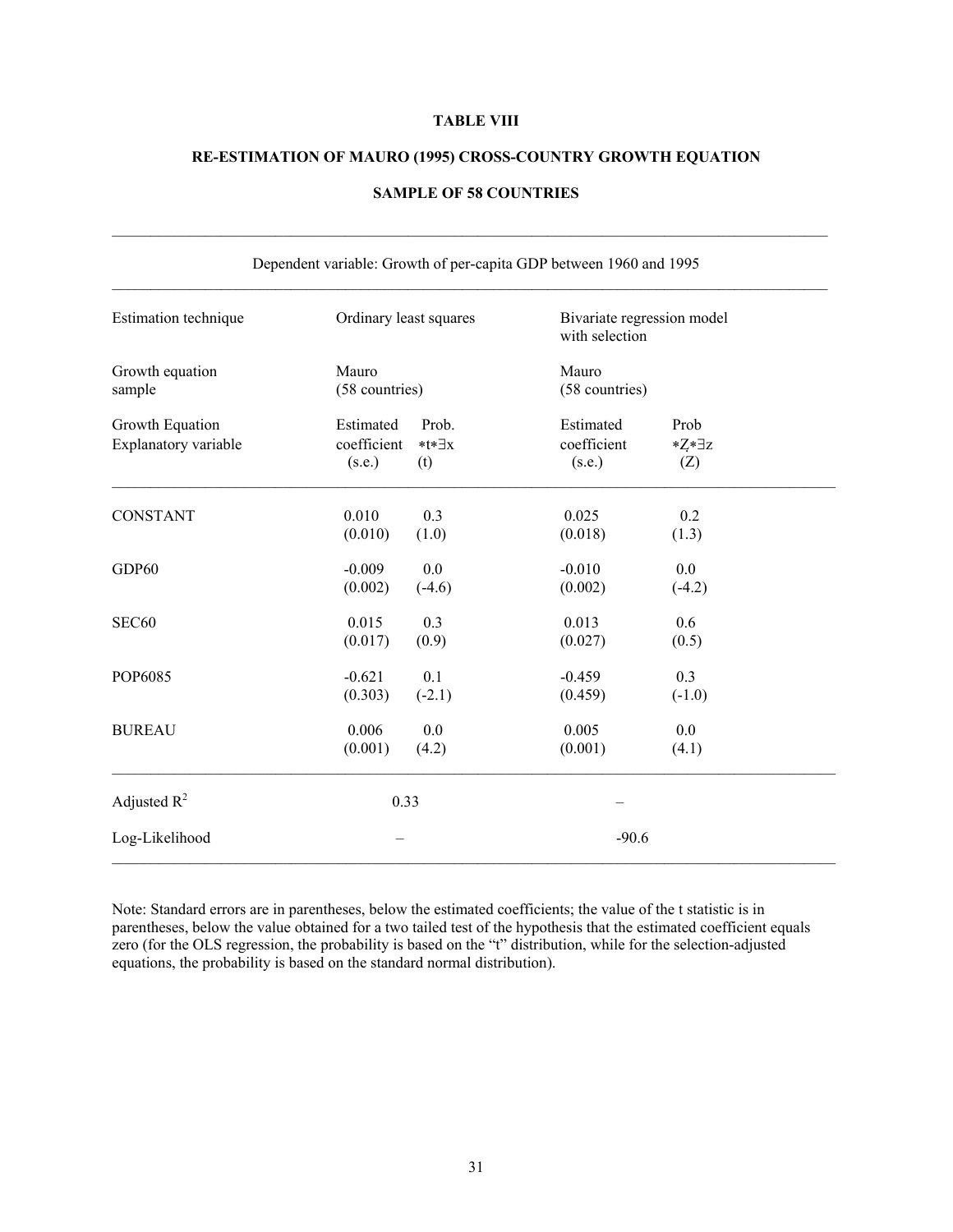**TABLE VIII**

**RE-ESTIMATION OF MAURO (1995) CROSS-COUNTRY GROWTH EQUATION**

**SAMPLE OF 58 COUNTRIES**

| Dependent variable: Growth of per-capita GDP between 1960 and 1995 | | | | |
|---|---|---|---|---|
| Estimation technique | Ordinary least squares | | Bivariate regression model with selection | |
| Growth equation sample | Mauro (58 countries) | | Mauro (58 countries) | |
| Growth Equation Explanatory variable | Estimated coefficient (s.e.) | Prob. *t*∃x (t) | Estimated coefficient (s.e.) | Prob *Z̧*∃z (Z) |
| CONSTANT | 0.010 (0.010) | 0.3 (1.0) | 0.025 (0.018) | 0.2 (1.3) |
| GDP60 | -0.009 (0.002) | 0.0 (-4.6) | -0.010 (0.002) | 0.0 (-4.2) |
| SEC60 | 0.015 (0.017) | 0.3 (0.9) | 0.013 (0.027) | 0.6 (0.5) |
| POP6085 | -0.621 (0.303) | 0.1 (-2.1) | -0.459 (0.459) | 0.3 (-1.0) |
| BUREAU | 0.006 (0.001) | 0.0 (4.2) | 0.005 (0.001) | 0.0 (4.1) |
| Adjusted $R^2$ | 0.33 | | – | |
| Log-Likelihood | – | | -90.6 | |

Note: Standard errors are in parentheses, below the estimated coefficients; the value of the t statistic is in parentheses, below the value obtained for a two tailed test of the hypothesis that the estimated coefficient equals zero (for the OLS regression, the probability is based on the "t" distribution, while for the selection-adjusted equations, the probability is based on the standard normal distribution).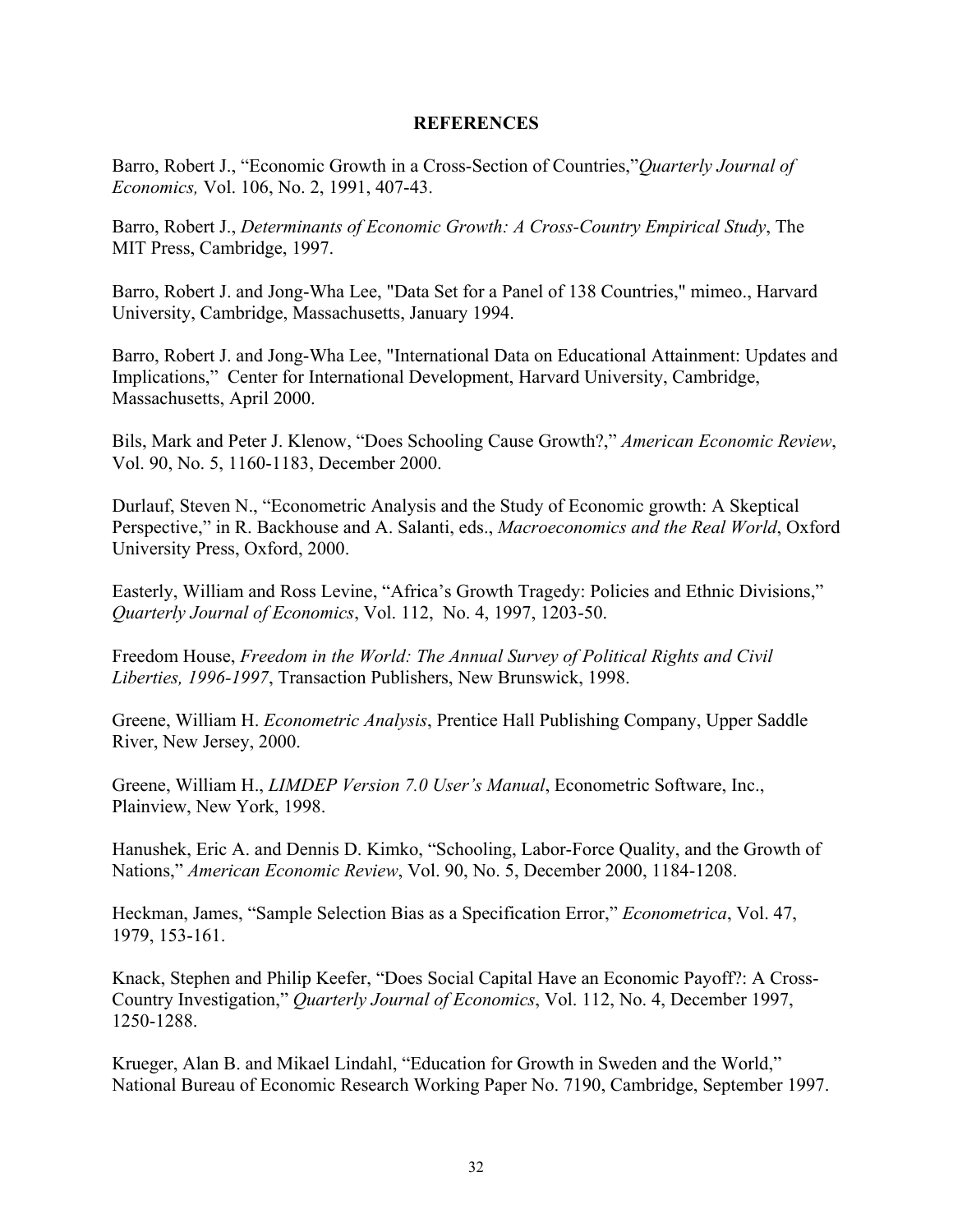## REFERENCES

Barro, Robert J., “Economic Growth in a Cross-Section of Countries,”*Quarterly Journal of Economics,* Vol. 106, No. 2, 1991, 407-43.

Barro, Robert J., *Determinants of Economic Growth: A Cross-Country Empirical Study*, The MIT Press, Cambridge, 1997.

Barro, Robert J. and Jong-Wha Lee, "Data Set for a Panel of 138 Countries," mimeo., Harvard University, Cambridge, Massachusetts, January 1994.

Barro, Robert J. and Jong-Wha Lee, "International Data on Educational Attainment: Updates and Implications," Center for International Development, Harvard University, Cambridge, Massachusetts, April 2000.

Bils, Mark and Peter J. Klenow, “Does Schooling Cause Growth?,” *American Economic Review*, Vol. 90, No. 5, 1160-1183, December 2000.

Durlauf, Steven N., “Econometric Analysis and the Study of Economic growth: A Skeptical Perspective,” in R. Backhouse and A. Salanti, eds., *Macroeconomics and the Real World*, Oxford University Press, Oxford, 2000.

Easterly, William and Ross Levine, “Africa’s Growth Tragedy: Policies and Ethnic Divisions,” *Quarterly Journal of Economics*, Vol. 112, No. 4, 1997, 1203-50.

Freedom House, *Freedom in the World: The Annual Survey of Political Rights and Civil Liberties, 1996-1997*, Transaction Publishers, New Brunswick, 1998.

Greene, William H. *Econometric Analysis*, Prentice Hall Publishing Company, Upper Saddle River, New Jersey, 2000.

Greene, William H., *LIMDEP Version 7.0 User’s Manual*, Econometric Software, Inc., Plainview, New York, 1998.

Hanushek, Eric A. and Dennis D. Kimko, “Schooling, Labor-Force Quality, and the Growth of Nations,” *American Economic Review*, Vol. 90, No. 5, December 2000, 1184-1208.

Heckman, James, “Sample Selection Bias as a Specification Error,” *Econometrica*, Vol. 47, 1979, 153-161.

Knack, Stephen and Philip Keefer, “Does Social Capital Have an Economic Payoff?: A Cross-Country Investigation,” *Quarterly Journal of Economics*, Vol. 112, No. 4, December 1997, 1250-1288.

Krueger, Alan B. and Mikael Lindahl, “Education for Growth in Sweden and the World,” National Bureau of Economic Research Working Paper No. 7190, Cambridge, September 1997.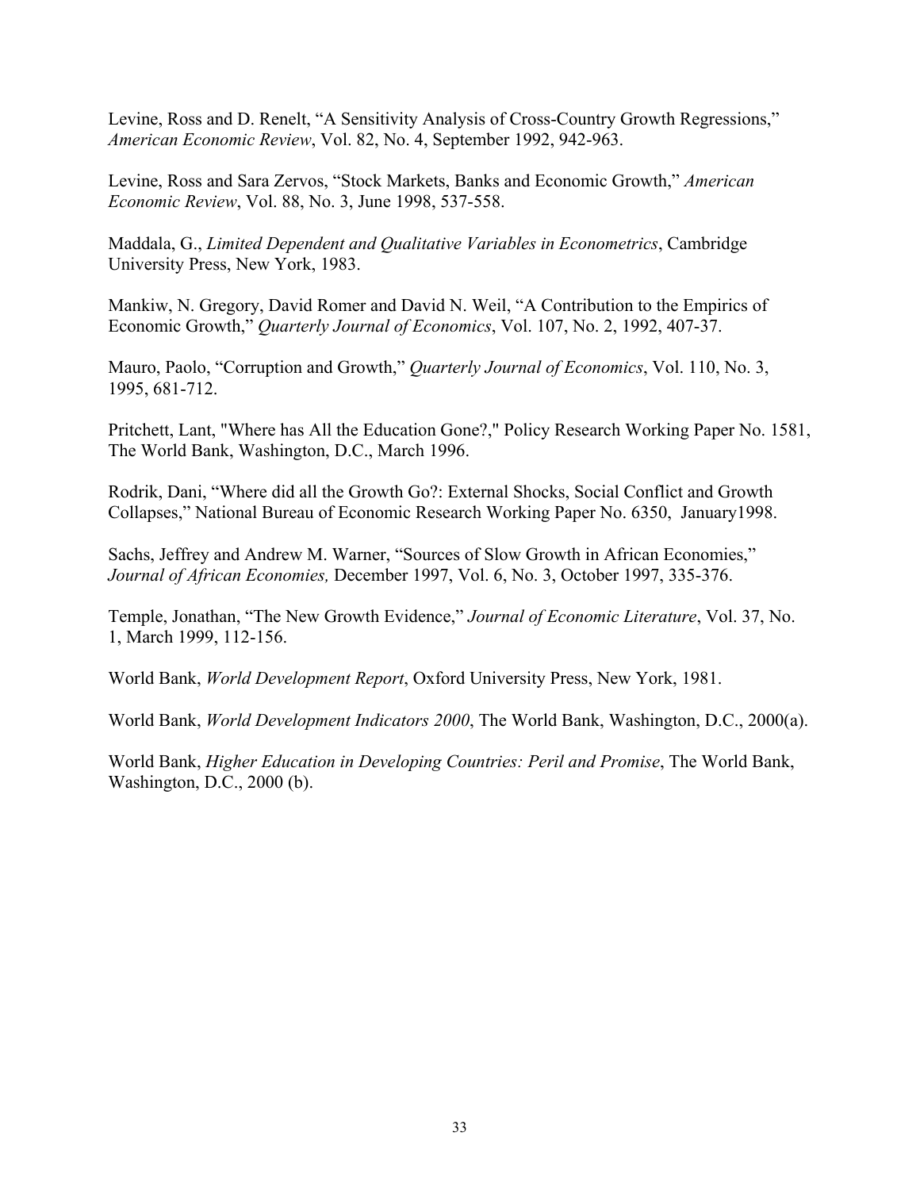Levine, Ross and D. Renelt, "A Sensitivity Analysis of Cross-Country Growth Regressions," *American Economic Review*, Vol. 82, No. 4, September 1992, 942-963.

Levine, Ross and Sara Zervos, "Stock Markets, Banks and Economic Growth," *American Economic Review*, Vol. 88, No. 3, June 1998, 537-558.

Maddala, G., *Limited Dependent and Qualitative Variables in Econometrics*, Cambridge University Press, New York, 1983.

Mankiw, N. Gregory, David Romer and David N. Weil, "A Contribution to the Empirics of Economic Growth," *Quarterly Journal of Economics*, Vol. 107, No. 2, 1992, 407-37.

Mauro, Paolo, "Corruption and Growth," *Quarterly Journal of Economics*, Vol. 110, No. 3, 1995, 681-712.

Pritchett, Lant, "Where has All the Education Gone?," Policy Research Working Paper No. 1581, The World Bank, Washington, D.C., March 1996.

Rodrik, Dani, "Where did all the Growth Go?: External Shocks, Social Conflict and Growth Collapses," National Bureau of Economic Research Working Paper No. 6350, January1998.

Sachs, Jeffrey and Andrew M. Warner, "Sources of Slow Growth in African Economies," *Journal of African Economies,* December 1997, Vol. 6, No. 3, October 1997, 335-376.

Temple, Jonathan, "The New Growth Evidence," *Journal of Economic Literature*, Vol. 37, No. 1, March 1999, 112-156.

World Bank, *World Development Report*, Oxford University Press, New York, 1981.

World Bank, *World Development Indicators 2000*, The World Bank, Washington, D.C., 2000(a).

World Bank, *Higher Education in Developing Countries: Peril and Promise*, The World Bank, Washington, D.C., 2000 (b).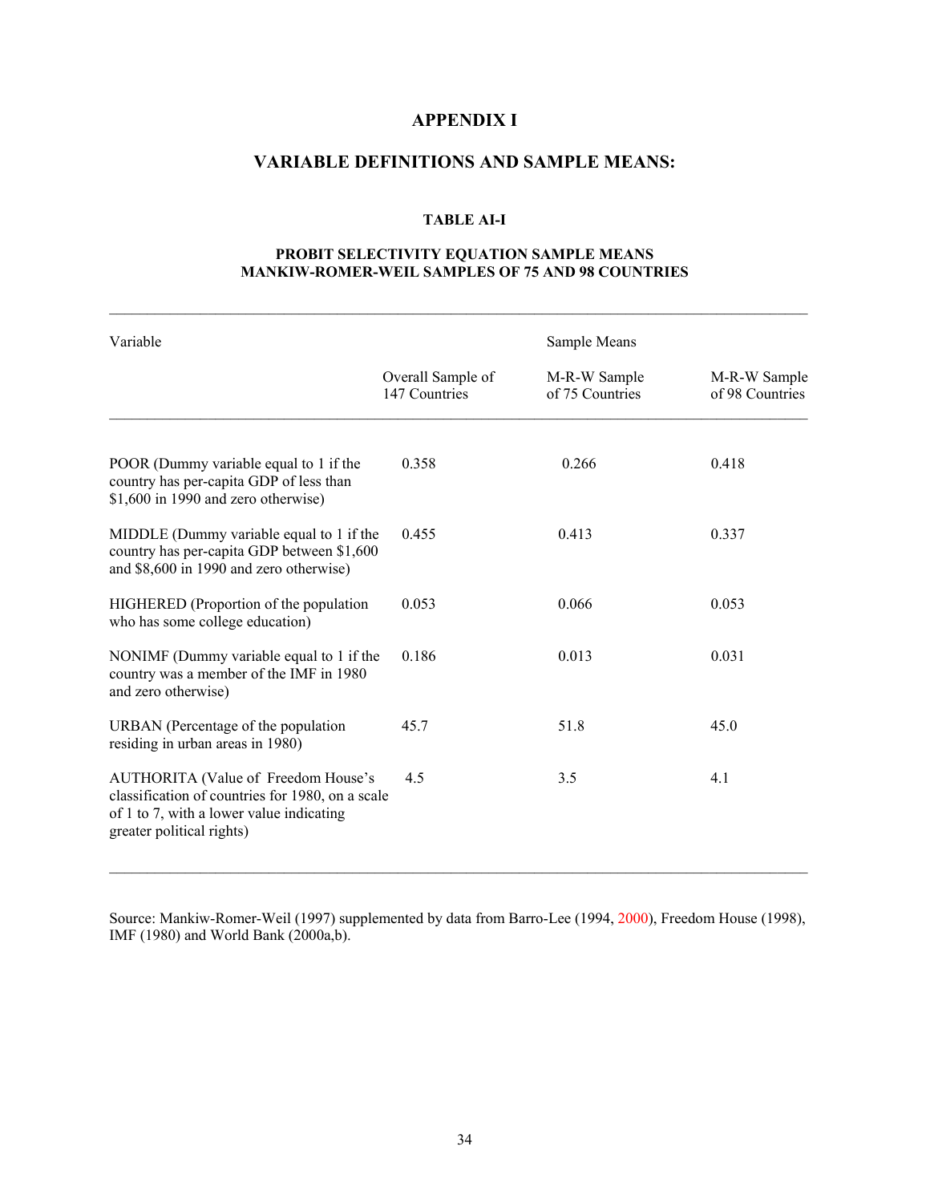# APPENDIX I

## VARIABLE DEFINITIONS AND SAMPLE MEANS:

### TABLE AI-I

### PROBIT SELECTIVITY EQUATION SAMPLE MEANS MANKIW-ROMER-WEIL SAMPLES OF 75 AND 98 COUNTRIES

| Variable | Sample Means | | |
|---|---|---|---|
| | Overall Sample of 147 Countries | M-R-W Sample of 75 Countries | M-R-W Sample of 98 Countries |
| POOR (Dummy variable equal to 1 if the country has per-capita GDP of less than $1,600 in 1990 and zero otherwise) | 0.358 | 0.266 | 0.418 |
| MIDDLE (Dummy variable equal to 1 if the country has per-capita GDP between $1,600 and $8,600 in 1990 and zero otherwise) | 0.455 | 0.413 | 0.337 |
| HIGHERED (Proportion of the population who has some college education) | 0.053 | 0.066 | 0.053 |
| NONIMF (Dummy variable equal to 1 if the country was a member of the IMF in 1980 and zero otherwise) | 0.186 | 0.013 | 0.031 |
| URBAN (Percentage of the population residing in urban areas in 1980) | 45.7 | 51.8 | 45.0 |
| AUTHORITA (Value of Freedom House's classification of countries for 1980, on a scale of 1 to 7, with a lower value indicating greater political rights) | 4.5 | 3.5 | 4.1 |

Source: Mankiw-Romer-Weil (1997) supplemented by data from Barro-Lee (1994, 2000), Freedom House (1998), IMF (1980) and World Bank (2000a,b).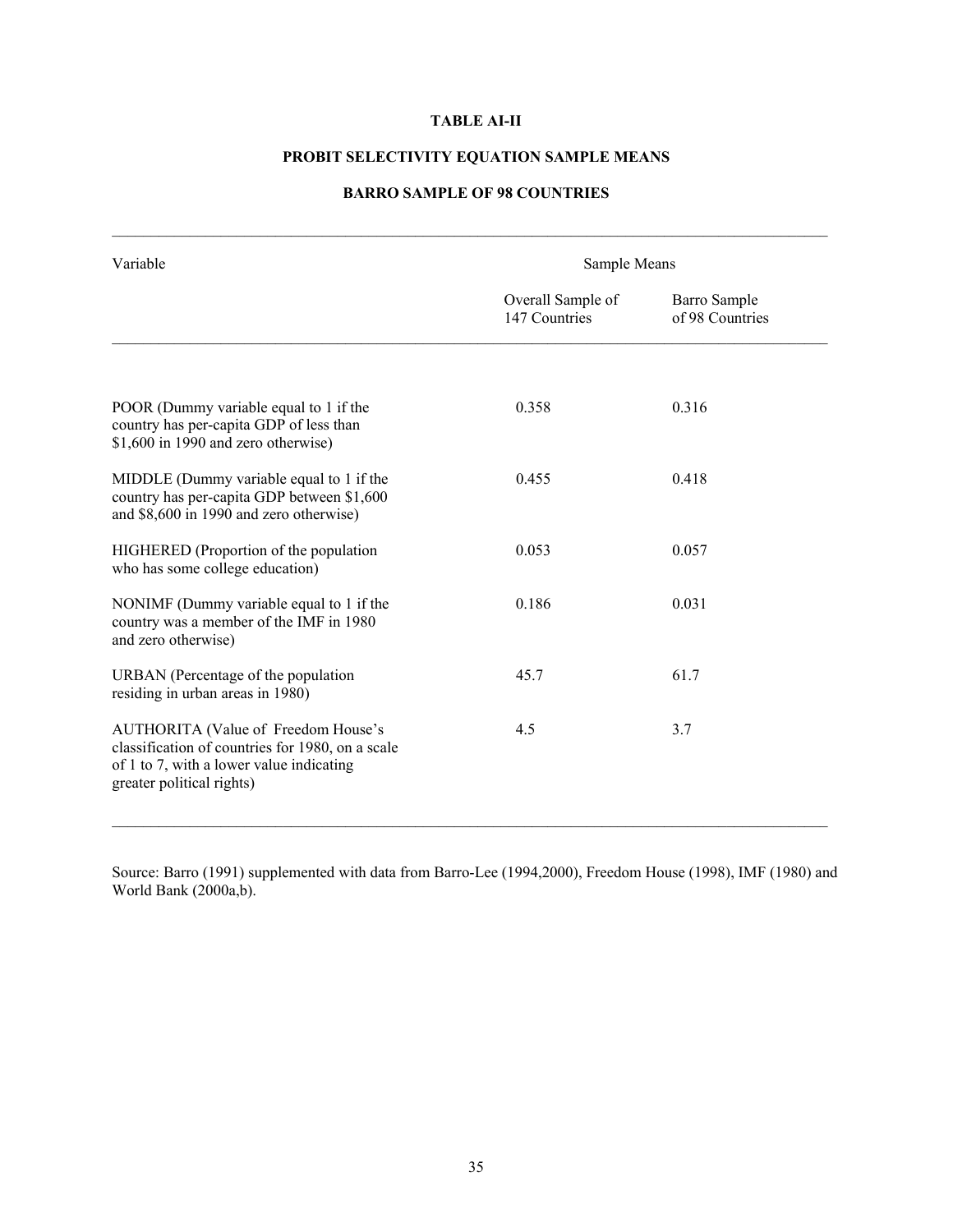**TABLE AI-II**

**PROBIT SELECTIVITY EQUATION SAMPLE MEANS**

**BARRO SAMPLE OF 98 COUNTRIES**

| Variable | Sample Means | |
|---|---|---|
| | Overall Sample of 147 Countries | Barro Sample of 98 Countries |
| POOR (Dummy variable equal to 1 if the country has per-capita GDP of less than $1,600 in 1990 and zero otherwise) | 0.358 | 0.316 |
| MIDDLE (Dummy variable equal to 1 if the country has per-capita GDP between $1,600 and $8,600 in 1990 and zero otherwise) | 0.455 | 0.418 |
| HIGHERED (Proportion of the population who has some college education) | 0.053 | 0.057 |
| NONIMF (Dummy variable equal to 1 if the country was a member of the IMF in 1980 and zero otherwise) | 0.186 | 0.031 |
| URBAN (Percentage of the population residing in urban areas in 1980) | 45.7 | 61.7 |
| AUTHORITA (Value of Freedom House's classification of countries for 1980, on a scale of 1 to 7, with a lower value indicating greater political rights) | 4.5 | 3.7 |

Source: Barro (1991) supplemented with data from Barro-Lee (1994,2000), Freedom House (1998), IMF (1980) and World Bank (2000a,b).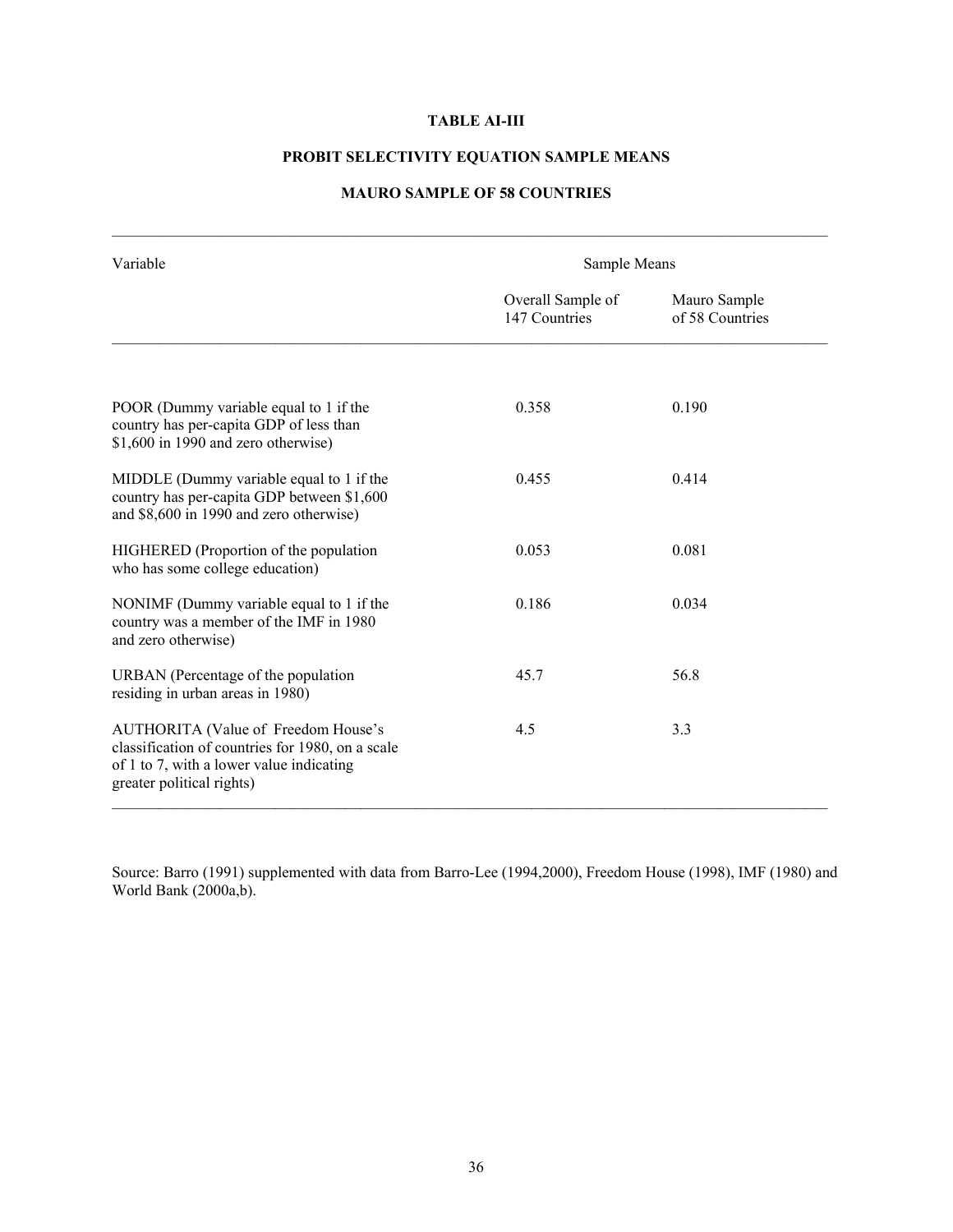**TABLE AI-III**

**PROBIT SELECTIVITY EQUATION SAMPLE MEANS**

**MAURO SAMPLE OF 58 COUNTRIES**

| Variable | Sample Means | |
|---|---|---|
| | Overall Sample of 147 Countries | Mauro Sample of 58 Countries |
| POOR (Dummy variable equal to 1 if the country has per-capita GDP of less than $1,600 in 1990 and zero otherwise) | 0.358 | 0.190 |
| MIDDLE (Dummy variable equal to 1 if the country has per-capita GDP between $1,600 and $8,600 in 1990 and zero otherwise) | 0.455 | 0.414 |
| HIGHERED (Proportion of the population who has some college education) | 0.053 | 0.081 |
| NONIMF (Dummy variable equal to 1 if the country was a member of the IMF in 1980 and zero otherwise) | 0.186 | 0.034 |
| URBAN (Percentage of the population residing in urban areas in 1980) | 45.7 | 56.8 |
| AUTHORITA (Value of Freedom House's classification of countries for 1980, on a scale of 1 to 7, with a lower value indicating greater political rights) | 4.5 | 3.3 |

Source: Barro (1991) supplemented with data from Barro-Lee (1994,2000), Freedom House (1998), IMF (1980) and World Bank (2000a,b).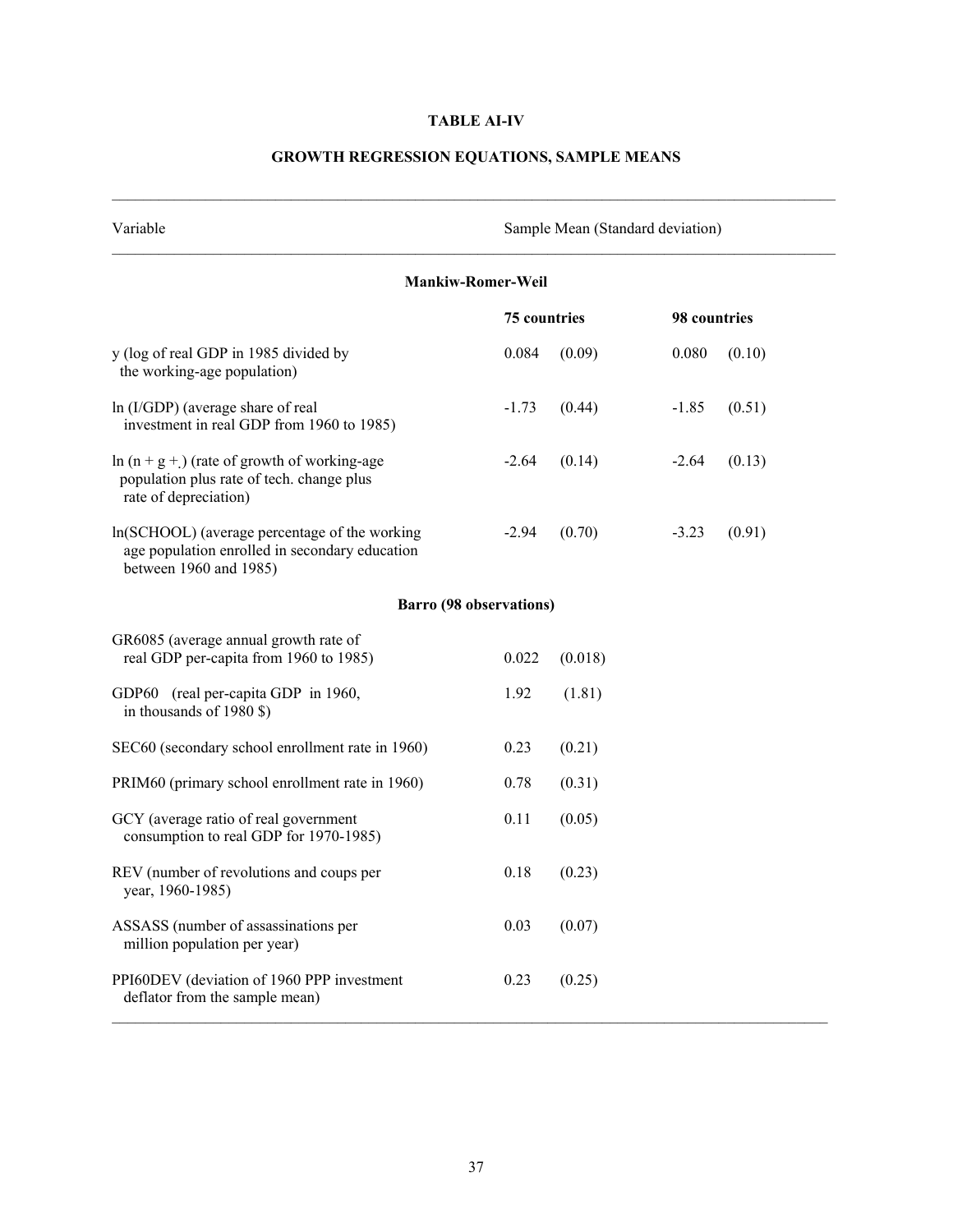**TABLE AI-IV**

**GROWTH REGRESSION EQUATIONS, SAMPLE MEANS**

| Variable | Sample Mean (Standard deviation) | | | |
|---|---|---|---|---|
| **Mankiw-Romer-Weil** | | | | |
| | **75 countries** | | **98 countries** | |
| y (log of real GDP in 1985 divided by the working-age population) | 0.084 | (0.09) | 0.080 | (0.10) |
| ln (I/GDP) (average share of real investment in real GDP from 1960 to 1985) | -1.73 | (0.44) | -1.85 | (0.51) |
| ln (n + g + .) (rate of growth of working-age population plus rate of tech. change plus rate of depreciation) | -2.64 | (0.14) | -2.64 | (0.13) |
| ln(SCHOOL) (average percentage of the working age population enrolled in secondary education between 1960 and 1985) | -2.94 | (0.70) | -3.23 | (0.91) |
| **Barro (98 observations)** | | | | |
| GR6085 (average annual growth rate of real GDP per-capita from 1960 to 1985) | 0.022 | (0.018) | | |
| GDP60 (real per-capita GDP in 1960, in thousands of 1980 $) | 1.92 | (1.81) | | |
| SEC60 (secondary school enrollment rate in 1960) | 0.23 | (0.21) | | |
| PRIM60 (primary school enrollment rate in 1960) | 0.78 | (0.31) | | |
| GCY (average ratio of real government consumption to real GDP for 1970-1985) | 0.11 | (0.05) | | |
| REV (number of revolutions and coups per year, 1960-1985) | 0.18 | (0.23) | | |
| ASSASS (number of assassinations per million population per year) | 0.03 | (0.07) | | |
| PPI60DEV (deviation of 1960 PPP investment deflator from the sample mean) | 0.23 | (0.25) | | |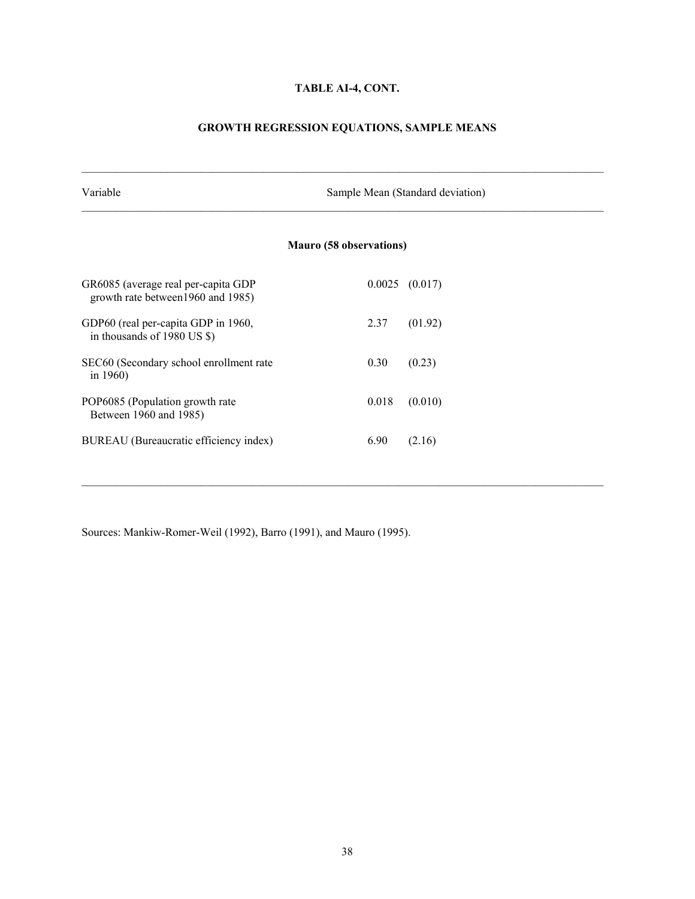**TABLE AI-4, CONT.**

**GROWTH REGRESSION EQUATIONS, SAMPLE MEANS**

| Variable | Sample Mean (Standard deviation) | |
|---|---|---|
| **Mauro (58 observations)** | | |
| GR6085 (average real per-capita GDP growth rate between1960 and 1985) | 0.0025 | (0.017) |
| GDP60 (real per-capita GDP in 1960, in thousands of 1980 US $) | 2.37 | (01.92) |
| SEC60 (Secondary school enrollment rate in 1960) | 0.30 | (0.23) |
| POP6085 (Population growth rate Between 1960 and 1985) | 0.018 | (0.010) |
| BUREAU (Bureaucratic efficiency index) | 6.90 | (2.16) |

Sources: Mankiw-Romer-Weil (1992), Barro (1991), and Mauro (1995).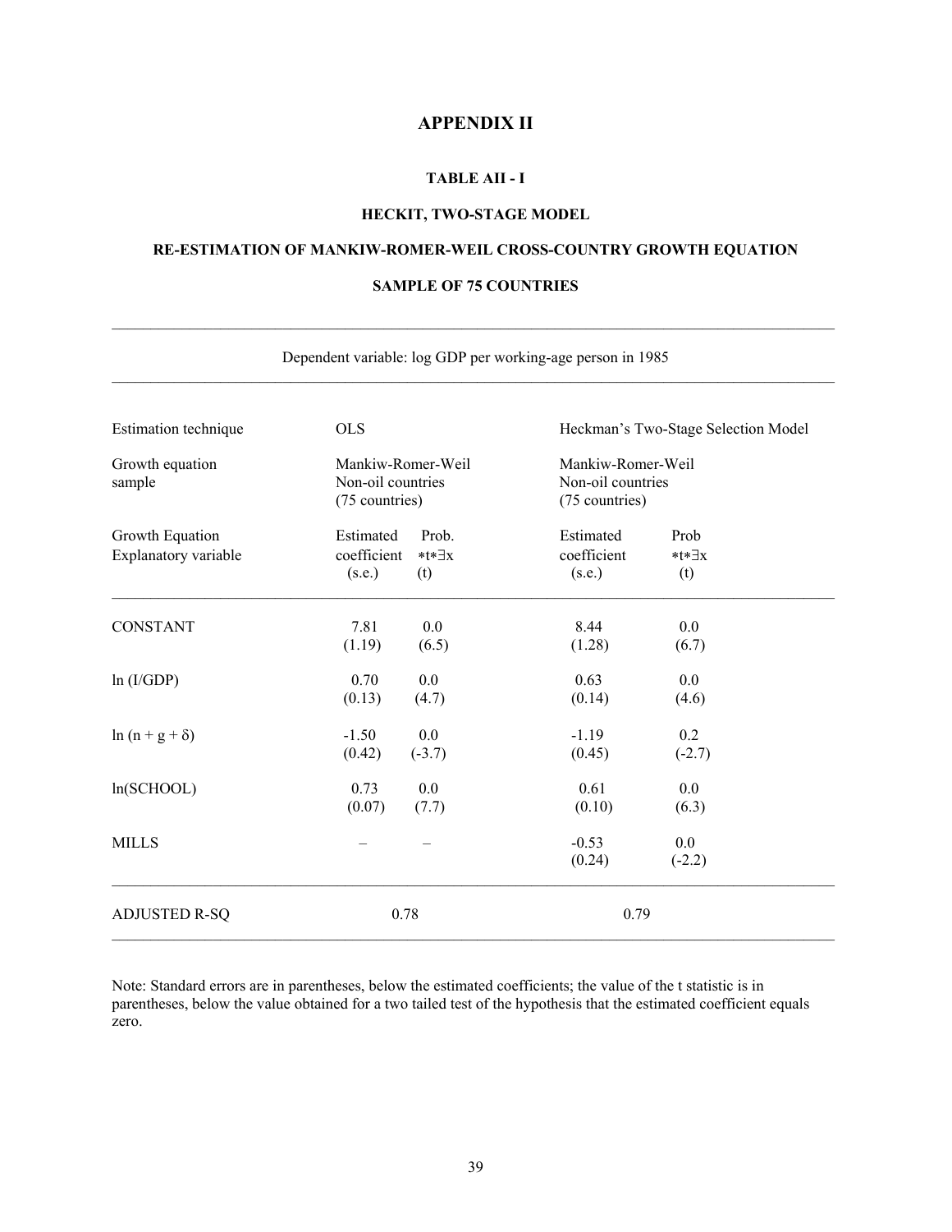# APPENDIX II

### TABLE AII - I

### HECKIT, TWO-STAGE MODEL

### RE-ESTIMATION OF MANKIW-ROMER-WEIL CROSS-COUNTRY GROWTH EQUATION

### SAMPLE OF 75 COUNTRIES

| Dependent variable: log GDP per working-age person in 1985 | | | | |
|---|---|---|---|---|
| Estimation technique | OLS | | Heckman's Two-Stage Selection Model | |
| Growth equation sample | Mankiw-Romer-Weil Non-oil countries (75 countries) | | Mankiw-Romer-Weil Non-oil countries (75 countries) | |
| Growth Equation Explanatory variable | Estimated coefficient (s.e.) | Prob. ∗t∗∃x (t) | Estimated coefficient (s.e.) | Prob ∗t∗∃x (t) |
| CONSTANT | 7.81 (1.19) | 0.0 (6.5) | 8.44 (1.28) | 0.0 (6.7) |
| ln (I/GDP) | 0.70 (0.13) | 0.0 (4.7) | 0.63 (0.14) | 0.0 (4.6) |
| $\ln(n + g + \delta)$ | -1.50 (0.42) | 0.0 (-3.7) | -1.19 (0.45) | 0.2 (-2.7) |
| ln(SCHOOL) | 0.73 (0.07) | 0.0 (7.7) | 0.61 (0.10) | 0.0 (6.3) |
| MILLS | – | – | -0.53 (0.24) | 0.0 (-2.2) |
| ADJUSTED R-SQ | 0.78 | | 0.79 | |

Note: Standard errors are in parentheses, below the estimated coefficients; the value of the t statistic is in parentheses, below the value obtained for a two tailed test of the hypothesis that the estimated coefficient equals zero.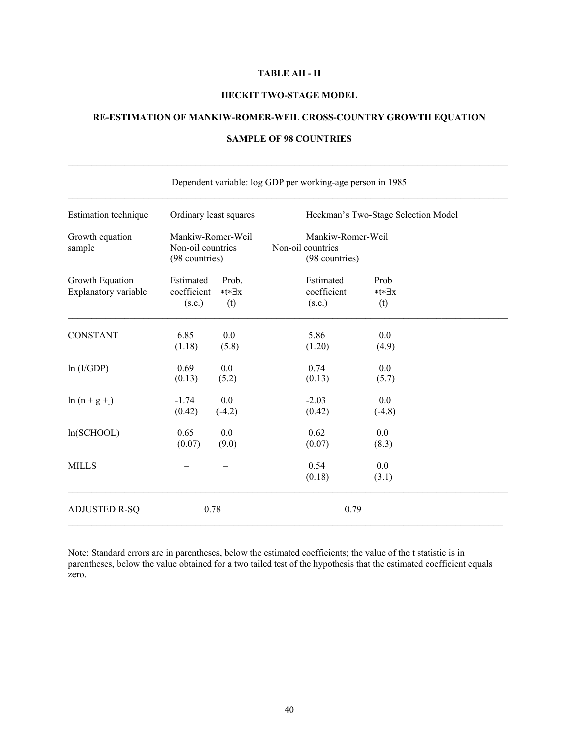**TABLE AII - II**

**HECKIT TWO-STAGE MODEL**

**RE-ESTIMATION OF MANKIW-ROMER-WEIL CROSS-COUNTRY GROWTH EQUATION**

**SAMPLE OF 98 COUNTRIES**

| Dependent variable: log GDP per working-age person in 1985 | | | | |
|---|---|---|---|---|
| Estimation technique | Ordinary least squares | | Heckman's Two-Stage Selection Model | |
| Growth equation sample | Mankiw-Romer-Weil Non-oil countries (98 countries) | | Mankiw-Romer-Weil Non-oil countries (98 countries) | |
| Growth Equation Explanatory variable | Estimated coefficient (s.e.) | Prob. *t*∃x (t) | Estimated coefficient (s.e.) | Prob *t*∃x (t) |
| CONSTANT | 6.85 (1.18) | 0.0 (5.8) | 5.86 (1.20) | 0.0 (4.9) |
| ln (I/GDP) | 0.69 (0.13) | 0.0 (5.2) | 0.74 (0.13) | 0.0 (5.7) |
| ln (n + g +.) | -1.74 (0.42) | 0.0 (-4.2) | -2.03 (0.42) | 0.0 (-4.8) |
| ln(SCHOOL) | 0.65 (0.07) | 0.0 (9.0) | 0.62 (0.07) | 0.0 (8.3) |
| MILLS | – | – | 0.54 (0.18) | 0.0 (3.1) |
| ADJUSTED R-SQ | 0.78 | | 0.79 | |

Note: Standard errors are in parentheses, below the estimated coefficients; the value of the t statistic is in parentheses, below the value obtained for a two tailed test of the hypothesis that the estimated coefficient equals zero.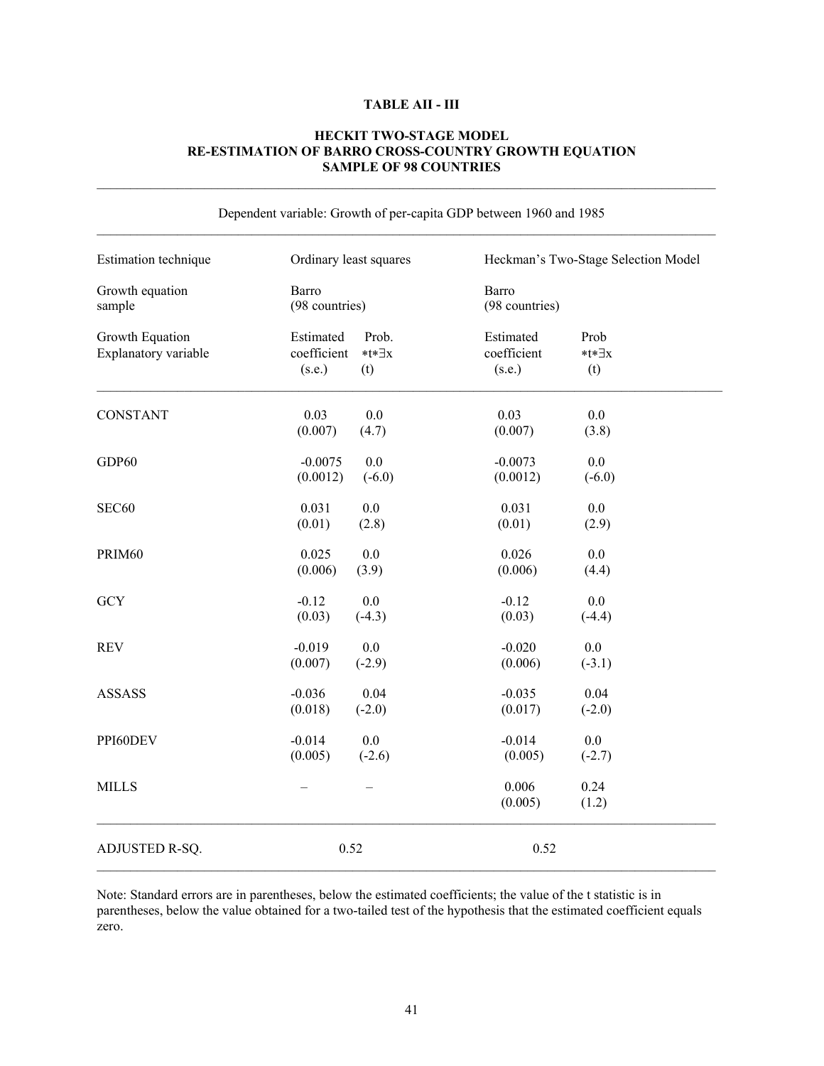**TABLE AII - III**

**HECKIT TWO-STAGE MODEL**
**RE-ESTIMATION OF BARRO CROSS-COUNTRY GROWTH EQUATION**
**SAMPLE OF 98 COUNTRIES**

Dependent variable: Growth of per-capita GDP between 1960 and 1985

| Estimation technique | Ordinary least squares | | Heckman's Two-Stage Selection Model | |
|---|---|---|---|---|
| Growth equation sample | Barro (98 countries) | | Barro (98 countries) | |
| Growth Equation Explanatory variable | Estimated coefficient (s.e.) | Prob. *t*∃x (t) | Estimated coefficient (s.e.) | Prob *t*∃x (t) |
| CONSTANT | 0.03 (0.007) | 0.0 (4.7) | 0.03 (0.007) | 0.0 (3.8) |
| GDP60 | -0.0075 (0.0012) | 0.0 (-6.0) | -0.0073 (0.0012) | 0.0 (-6.0) |
| SEC60 | 0.031 (0.01) | 0.0 (2.8) | 0.031 (0.01) | 0.0 (2.9) |
| PRIM60 | 0.025 (0.006) | 0.0 (3.9) | 0.026 (0.006) | 0.0 (4.4) |
| GCY | -0.12 (0.03) | 0.0 (-4.3) | -0.12 (0.03) | 0.0 (-4.4) |
| REV | -0.019 (0.007) | 0.0 (-2.9) | -0.020 (0.006) | 0.0 (-3.1) |
| ASSASS | -0.036 (0.018) | 0.04 (-2.0) | -0.035 (0.017) | 0.04 (-2.0) |
| PPI60DEV | -0.014 (0.005) | 0.0 (-2.6) | -0.014 (0.005) | 0.0 (-2.7) |
| MILLS | – | – | 0.006 (0.005) | 0.24 (1.2) |
| ADJUSTED R-SQ. | 0.52 | | 0.52 | |

Note: Standard errors are in parentheses, below the estimated coefficients; the value of the t statistic is in parentheses, below the value obtained for a two-tailed test of the hypothesis that the estimated coefficient equals zero.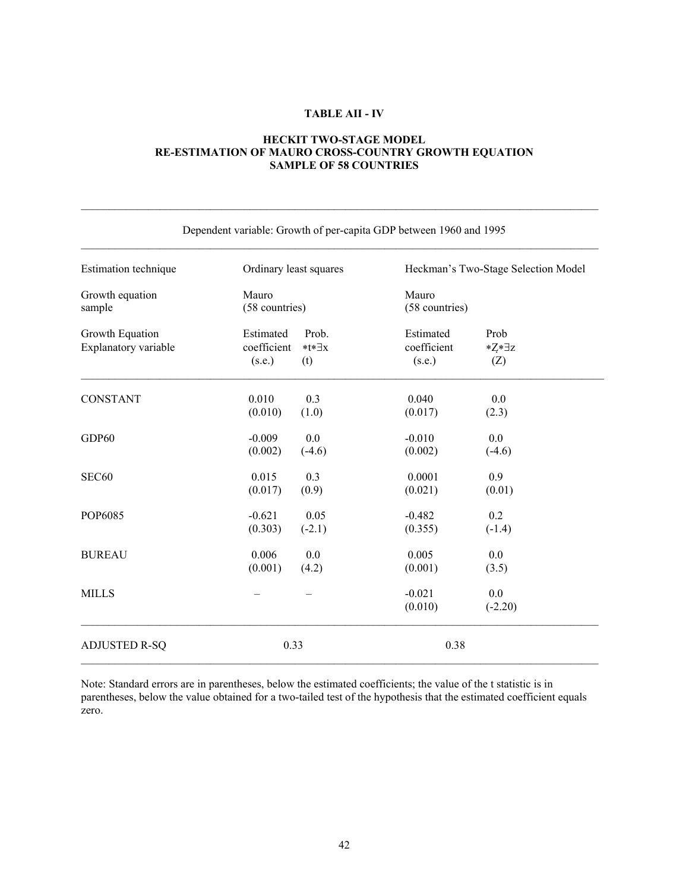**TABLE AII - IV**

**HECKIT TWO-STAGE MODEL**
**RE-ESTIMATION OF MAURO CROSS-COUNTRY GROWTH EQUATION**
**SAMPLE OF 58 COUNTRIES**

| Dependent variable: Growth of per-capita GDP between 1960 and 1995 | | | | |
|---|---|---|---|---|
| Estimation technique | Ordinary least squares | | Heckman's Two-Stage Selection Model | |
| Growth equation sample | Mauro (58 countries) | | Mauro (58 countries) | |
| Growth Equation Explanatory variable | Estimated coefficient (s.e.) | Prob. *t*∃x (t) | Estimated coefficient (s.e.) | Prob *Z*∃z (Z) |
| CONSTANT | 0.010 (0.010) | 0.3 (1.0) | 0.040 (0.017) | 0.0 (2.3) |
| GDP60 | -0.009 (0.002) | 0.0 (-4.6) | -0.010 (0.002) | 0.0 (-4.6) |
| SEC60 | 0.015 (0.017) | 0.3 (0.9) | 0.0001 (0.021) | 0.9 (0.01) |
| POP6085 | -0.621 (0.303) | 0.05 (-2.1) | -0.482 (0.355) | 0.2 (-1.4) |
| BUREAU | 0.006 (0.001) | 0.0 (4.2) | 0.005 (0.001) | 0.0 (3.5) |
| MILLS | – | – | -0.021 (0.010) | 0.0 (-2.20) |
| ADJUSTED R-SQ | 0.33 | | 0.38 | |

Note: Standard errors are in parentheses, below the estimated coefficients; the value of the t statistic is in parentheses, below the value obtained for a two-tailed test of the hypothesis that the estimated coefficient equals zero.